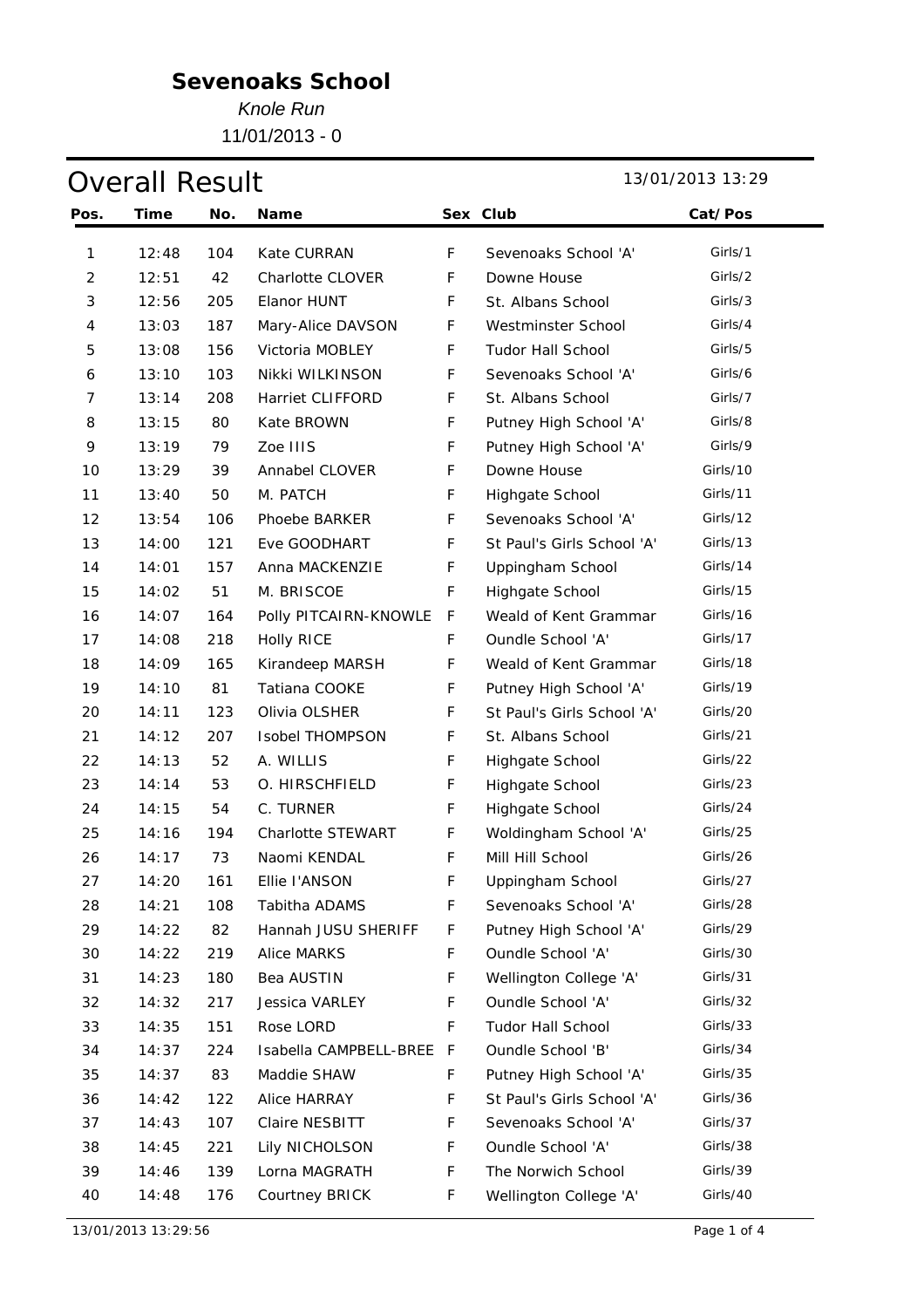# Sevenoaks School

*Knole Run*

11/01/2013 - 0

## Overall Result

13/01/2013 13:29

| Pos. | Time | No. | Name | Sex | Club | Cat/Pos |
|---|---|---|---|---|---|---|
| 1 | 12:48 | 104 | Kate CURRAN | F | Sevenoaks School 'A' | Girls/1 |
| 2 | 12:51 | 42 | Charlotte CLOVER | F | Downe House | Girls/2 |
| 3 | 12:56 | 205 | Elanor HUNT | F | St. Albans School | Girls/3 |
| 4 | 13:03 | 187 | Mary-Alice DAVSON | F | Westminster School | Girls/4 |
| 5 | 13:08 | 156 | Victoria MOBLEY | F | Tudor Hall School | Girls/5 |
| 6 | 13:10 | 103 | Nikki WILKINSON | F | Sevenoaks School 'A' | Girls/6 |
| 7 | 13:14 | 208 | Harriet CLIFFORD | F | St. Albans School | Girls/7 |
| 8 | 13:15 | 80 | Kate BROWN | F | Putney High School 'A' | Girls/8 |
| 9 | 13:19 | 79 | Zoe IIIS | F | Putney High School 'A' | Girls/9 |
| 10 | 13:29 | 39 | Annabel CLOVER | F | Downe House | Girls/10 |
| 11 | 13:40 | 50 | M. PATCH | F | Highgate School | Girls/11 |
| 12 | 13:54 | 106 | Phoebe BARKER | F | Sevenoaks School 'A' | Girls/12 |
| 13 | 14:00 | 121 | Eve GOODHART | F | St Paul's Girls School 'A' | Girls/13 |
| 14 | 14:01 | 157 | Anna MACKENZIE | F | Uppingham School | Girls/14 |
| 15 | 14:02 | 51 | M. BRISCOE | F | Highgate School | Girls/15 |
| 16 | 14:07 | 164 | Polly PITCAIRN-KNOWLE | F | Weald of Kent Grammar | Girls/16 |
| 17 | 14:08 | 218 | Holly RICE | F | Oundle School 'A' | Girls/17 |
| 18 | 14:09 | 165 | Kirandeep MARSH | F | Weald of Kent Grammar | Girls/18 |
| 19 | 14:10 | 81 | Tatiana COOKE | F | Putney High School 'A' | Girls/19 |
| 20 | 14:11 | 123 | Olivia OLSHER | F | St Paul's Girls School 'A' | Girls/20 |
| 21 | 14:12 | 207 | Isobel THOMPSON | F | St. Albans School | Girls/21 |
| 22 | 14:13 | 52 | A. WILLIS | F | Highgate School | Girls/22 |
| 23 | 14:14 | 53 | O. HIRSCHFIELD | F | Highgate School | Girls/23 |
| 24 | 14:15 | 54 | C. TURNER | F | Highgate School | Girls/24 |
| 25 | 14:16 | 194 | Charlotte STEWART | F | Woldingham School 'A' | Girls/25 |
| 26 | 14:17 | 73 | Naomi KENDAL | F | Mill Hill School | Girls/26 |
| 27 | 14:20 | 161 | Ellie I'ANSON | F | Uppingham School | Girls/27 |
| 28 | 14:21 | 108 | Tabitha ADAMS | F | Sevenoaks School 'A' | Girls/28 |
| 29 | 14:22 | 82 | Hannah JUSU SHERIFF | F | Putney High School 'A' | Girls/29 |
| 30 | 14:22 | 219 | Alice MARKS | F | Oundle School 'A' | Girls/30 |
| 31 | 14:23 | 180 | Bea AUSTIN | F | Wellington College 'A' | Girls/31 |
| 32 | 14:32 | 217 | Jessica VARLEY | F | Oundle School 'A' | Girls/32 |
| 33 | 14:35 | 151 | Rose LORD | F | Tudor Hall School | Girls/33 |
| 34 | 14:37 | 224 | Isabella CAMPBELL-BREE | F | Oundle School 'B' | Girls/34 |
| 35 | 14:37 | 83 | Maddie SHAW | F | Putney High School 'A' | Girls/35 |
| 36 | 14:42 | 122 | Alice HARRAY | F | St Paul's Girls School 'A' | Girls/36 |
| 37 | 14:43 | 107 | Claire NESBITT | F | Sevenoaks School 'A' | Girls/37 |
| 38 | 14:45 | 221 | Lily NICHOLSON | F | Oundle School 'A' | Girls/38 |
| 39 | 14:46 | 139 | Lorna MAGRATH | F | The Norwich School | Girls/39 |
| 40 | 14:48 | 176 | Courtney BRICK | F | Wellington College 'A' | Girls/40 |

13/01/2013 13:29:56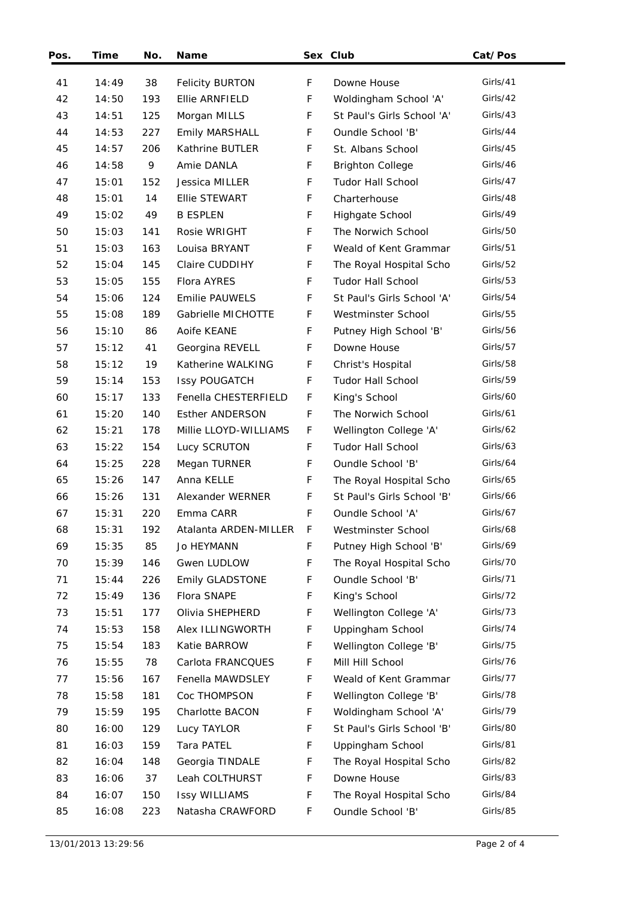| Pos. | Time | No. | Name | Sex | Club | Cat/Pos |
|---|---|---|---|---|---|---|
| 41 | 14:49 | 38 | Felicity BURTON | F | Downe House | Girls/41 |
| 42 | 14:50 | 193 | Ellie ARNFIELD | F | Woldingham School 'A' | Girls/42 |
| 43 | 14:51 | 125 | Morgan MILLS | F | St Paul's Girls School 'A' | Girls/43 |
| 44 | 14:53 | 227 | Emily MARSHALL | F | Oundle School 'B' | Girls/44 |
| 45 | 14:57 | 206 | Kathrine BUTLER | F | St. Albans School | Girls/45 |
| 46 | 14:58 | 9 | Amie DANLA | F | Brighton College | Girls/46 |
| 47 | 15:01 | 152 | Jessica MILLER | F | Tudor Hall School | Girls/47 |
| 48 | 15:01 | 14 | Ellie STEWART | F | Charterhouse | Girls/48 |
| 49 | 15:02 | 49 | B ESPLEN | F | Highgate School | Girls/49 |
| 50 | 15:03 | 141 | Rosie WRIGHT | F | The Norwich School | Girls/50 |
| 51 | 15:03 | 163 | Louisa BRYANT | F | Weald of Kent Grammar | Girls/51 |
| 52 | 15:04 | 145 | Claire CUDDIHY | F | The Royal Hospital Scho | Girls/52 |
| 53 | 15:05 | 155 | Flora AYRES | F | Tudor Hall School | Girls/53 |
| 54 | 15:06 | 124 | Emilie PAUWELS | F | St Paul's Girls School 'A' | Girls/54 |
| 55 | 15:08 | 189 | Gabrielle MICHOTTE | F | Westminster School | Girls/55 |
| 56 | 15:10 | 86 | Aoife KEANE | F | Putney High School 'B' | Girls/56 |
| 57 | 15:12 | 41 | Georgina REVELL | F | Downe House | Girls/57 |
| 58 | 15:12 | 19 | Katherine WALKING | F | Christ's Hospital | Girls/58 |
| 59 | 15:14 | 153 | Issy POUGATCH | F | Tudor Hall School | Girls/59 |
| 60 | 15:17 | 133 | Fenella CHESTERFIELD | F | King's School | Girls/60 |
| 61 | 15:20 | 140 | Esther ANDERSON | F | The Norwich School | Girls/61 |
| 62 | 15:21 | 178 | Millie LLOYD-WILLIAMS | F | Wellington College 'A' | Girls/62 |
| 63 | 15:22 | 154 | Lucy SCRUTON | F | Tudor Hall School | Girls/63 |
| 64 | 15:25 | 228 | Megan TURNER | F | Oundle School 'B' | Girls/64 |
| 65 | 15:26 | 147 | Anna KELLE | F | The Royal Hospital Scho | Girls/65 |
| 66 | 15:26 | 131 | Alexander WERNER | F | St Paul's Girls School 'B' | Girls/66 |
| 67 | 15:31 | 220 | Emma CARR | F | Oundle School 'A' | Girls/67 |
| 68 | 15:31 | 192 | Atalanta ARDEN-MILLER | F | Westminster School | Girls/68 |
| 69 | 15:35 | 85 | Jo HEYMANN | F | Putney High School 'B' | Girls/69 |
| 70 | 15:39 | 146 | Gwen LUDLOW | F | The Royal Hospital Scho | Girls/70 |
| 71 | 15:44 | 226 | Emily GLADSTONE | F | Oundle School 'B' | Girls/71 |
| 72 | 15:49 | 136 | Flora SNAPE | F | King's School | Girls/72 |
| 73 | 15:51 | 177 | Olivia SHEPHERD | F | Wellington College 'A' | Girls/73 |
| 74 | 15:53 | 158 | Alex ILLINGWORTH | F | Uppingham School | Girls/74 |
| 75 | 15:54 | 183 | Katie BARROW | F | Wellington College 'B' | Girls/75 |
| 76 | 15:55 | 78 | Carlota FRANCQUES | F | Mill Hill School | Girls/76 |
| 77 | 15:56 | 167 | Fenella MAWDSLEY | F | Weald of Kent Grammar | Girls/77 |
| 78 | 15:58 | 181 | Coc THOMPSON | F | Wellington College 'B' | Girls/78 |
| 79 | 15:59 | 195 | Charlotte BACON | F | Woldingham School 'A' | Girls/79 |
| 80 | 16:00 | 129 | Lucy TAYLOR | F | St Paul's Girls School 'B' | Girls/80 |
| 81 | 16:03 | 159 | Tara PATEL | F | Uppingham School | Girls/81 |
| 82 | 16:04 | 148 | Georgia TINDALE | F | The Royal Hospital Scho | Girls/82 |
| 83 | 16:06 | 37 | Leah COLTHURST | F | Downe House | Girls/83 |
| 84 | 16:07 | 150 | Issy WILLIAMS | F | The Royal Hospital Scho | Girls/84 |
| 85 | 16:08 | 223 | Natasha CRAWFORD | F | Oundle School 'B' | Girls/85 |

13/01/2013 13:29:56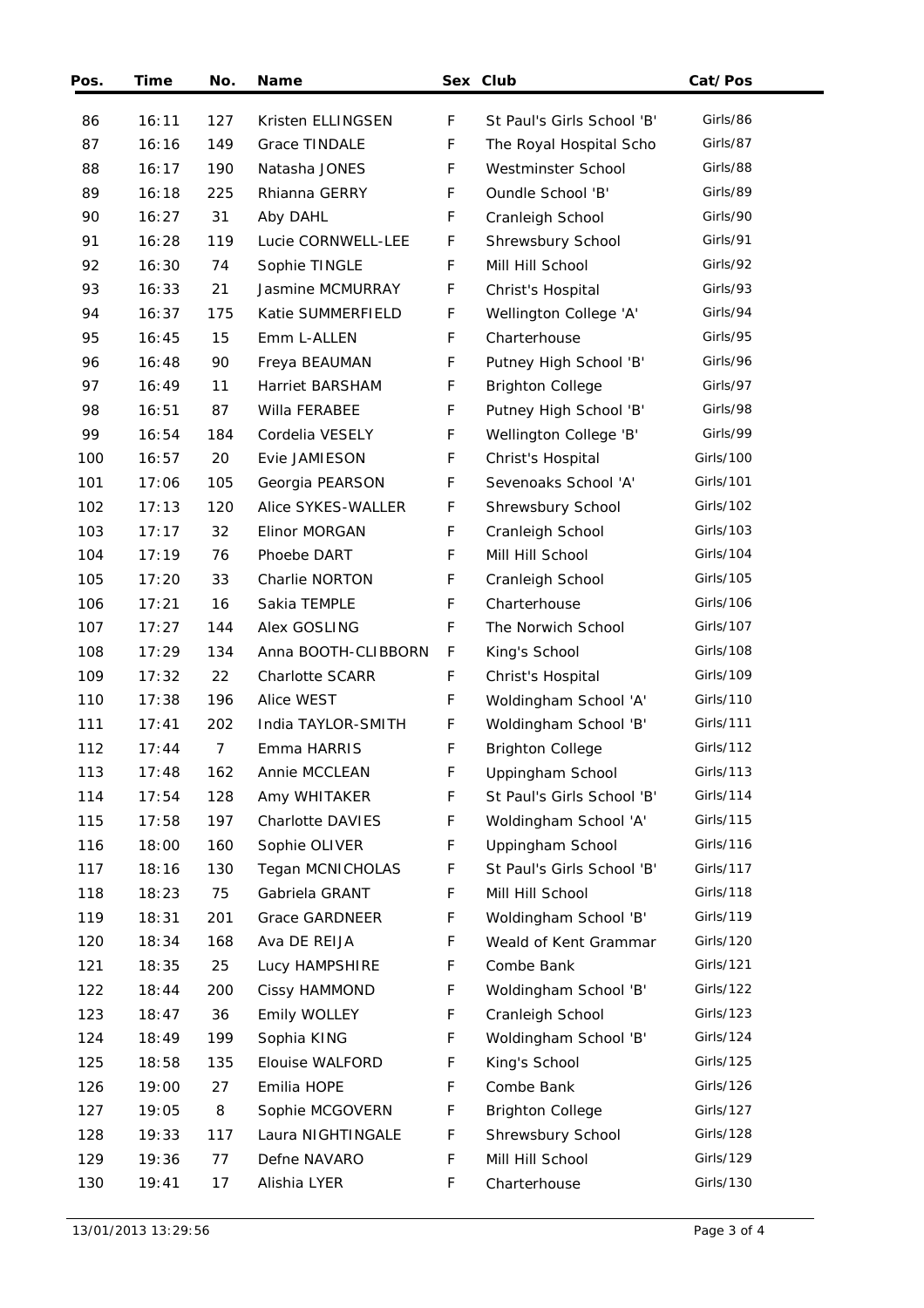| Pos. | Time | No. | Name | Sex | Club | Cat/Pos |
|---|---|---|---|---|---|---|
| 86 | 16:11 | 127 | Kristen ELLINGSEN | F | St Paul's Girls School 'B' | Girls/86 |
| 87 | 16:16 | 149 | Grace TINDALE | F | The Royal Hospital Scho | Girls/87 |
| 88 | 16:17 | 190 | Natasha JONES | F | Westminster School | Girls/88 |
| 89 | 16:18 | 225 | Rhianna GERRY | F | Oundle School 'B' | Girls/89 |
| 90 | 16:27 | 31 | Aby DAHL | F | Cranleigh School | Girls/90 |
| 91 | 16:28 | 119 | Lucie CORNWELL-LEE | F | Shrewsbury School | Girls/91 |
| 92 | 16:30 | 74 | Sophie TINGLE | F | Mill Hill School | Girls/92 |
| 93 | 16:33 | 21 | Jasmine MCMURRAY | F | Christ's Hospital | Girls/93 |
| 94 | 16:37 | 175 | Katie SUMMERFIELD | F | Wellington College 'A' | Girls/94 |
| 95 | 16:45 | 15 | Emm L-ALLEN | F | Charterhouse | Girls/95 |
| 96 | 16:48 | 90 | Freya BEAUMAN | F | Putney High School 'B' | Girls/96 |
| 97 | 16:49 | 11 | Harriet BARSHAM | F | Brighton College | Girls/97 |
| 98 | 16:51 | 87 | Willa FERABEE | F | Putney High School 'B' | Girls/98 |
| 99 | 16:54 | 184 | Cordelia VESELY | F | Wellington College 'B' | Girls/99 |
| 100 | 16:57 | 20 | Evie JAMIESON | F | Christ's Hospital | Girls/100 |
| 101 | 17:06 | 105 | Georgia PEARSON | F | Sevenoaks School 'A' | Girls/101 |
| 102 | 17:13 | 120 | Alice SYKES-WALLER | F | Shrewsbury School | Girls/102 |
| 103 | 17:17 | 32 | Elinor MORGAN | F | Cranleigh School | Girls/103 |
| 104 | 17:19 | 76 | Phoebe DART | F | Mill Hill School | Girls/104 |
| 105 | 17:20 | 33 | Charlie NORTON | F | Cranleigh School | Girls/105 |
| 106 | 17:21 | 16 | Sakia TEMPLE | F | Charterhouse | Girls/106 |
| 107 | 17:27 | 144 | Alex GOSLING | F | The Norwich School | Girls/107 |
| 108 | 17:29 | 134 | Anna BOOTH-CLIBBORN | F | King's School | Girls/108 |
| 109 | 17:32 | 22 | Charlotte SCARR | F | Christ's Hospital | Girls/109 |
| 110 | 17:38 | 196 | Alice WEST | F | Woldingham School 'A' | Girls/110 |
| 111 | 17:41 | 202 | India TAYLOR-SMITH | F | Woldingham School 'B' | Girls/111 |
| 112 | 17:44 | 7 | Emma HARRIS | F | Brighton College | Girls/112 |
| 113 | 17:48 | 162 | Annie MCCLEAN | F | Uppingham School | Girls/113 |
| 114 | 17:54 | 128 | Amy WHITAKER | F | St Paul's Girls School 'B' | Girls/114 |
| 115 | 17:58 | 197 | Charlotte DAVIES | F | Woldingham School 'A' | Girls/115 |
| 116 | 18:00 | 160 | Sophie OLIVER | F | Uppingham School | Girls/116 |
| 117 | 18:16 | 130 | Tegan MCNICHOLAS | F | St Paul's Girls School 'B' | Girls/117 |
| 118 | 18:23 | 75 | Gabriela GRANT | F | Mill Hill School | Girls/118 |
| 119 | 18:31 | 201 | Grace GARDNEER | F | Woldingham School 'B' | Girls/119 |
| 120 | 18:34 | 168 | Ava DE REIJA | F | Weald of Kent Grammar | Girls/120 |
| 121 | 18:35 | 25 | Lucy HAMPSHIRE | F | Combe Bank | Girls/121 |
| 122 | 18:44 | 200 | Cissy HAMMOND | F | Woldingham School 'B' | Girls/122 |
| 123 | 18:47 | 36 | Emily WOLLEY | F | Cranleigh School | Girls/123 |
| 124 | 18:49 | 199 | Sophia KING | F | Woldingham School 'B' | Girls/124 |
| 125 | 18:58 | 135 | Elouise WALFORD | F | King's School | Girls/125 |
| 126 | 19:00 | 27 | Emilia HOPE | F | Combe Bank | Girls/126 |
| 127 | 19:05 | 8 | Sophie MCGOVERN | F | Brighton College | Girls/127 |
| 128 | 19:33 | 117 | Laura NIGHTINGALE | F | Shrewsbury School | Girls/128 |
| 129 | 19:36 | 77 | Defne NAVARO | F | Mill Hill School | Girls/129 |
| 130 | 19:41 | 17 | Alishia LYER | F | Charterhouse | Girls/130 |

13/01/2013 13:29:56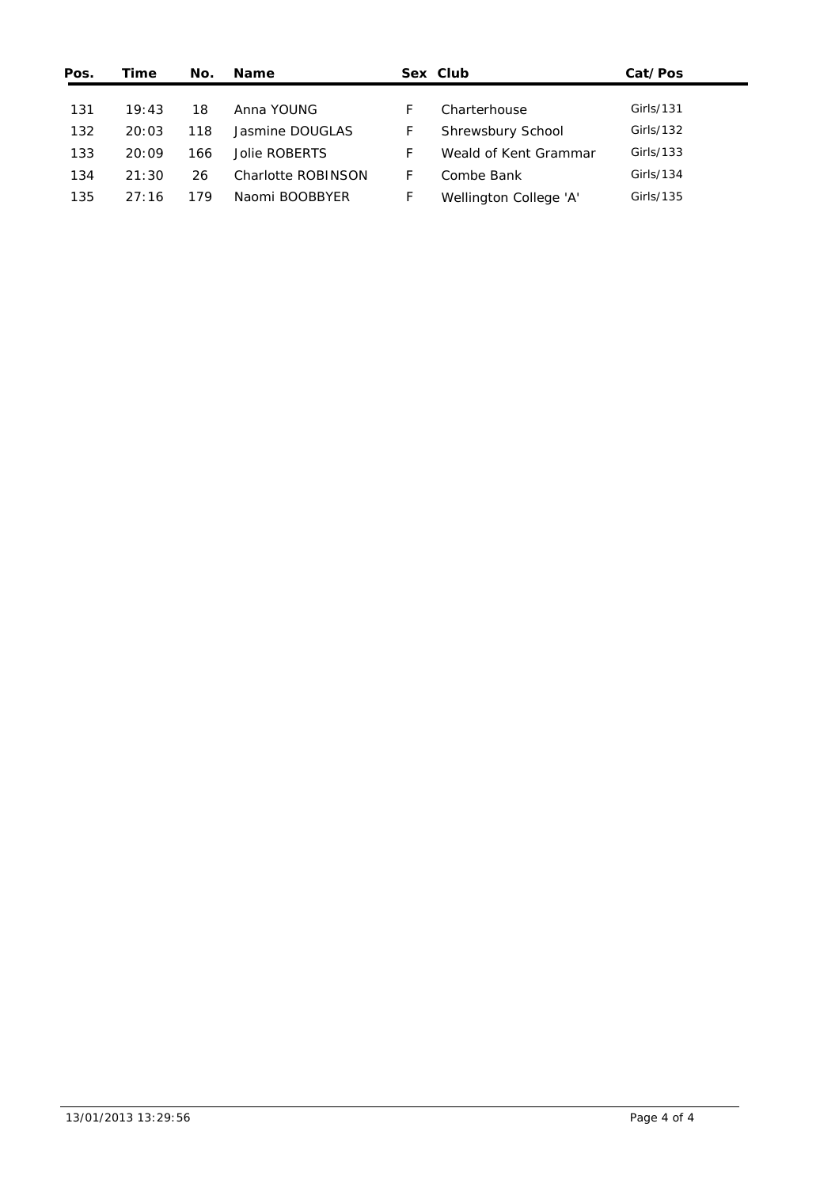| Pos. | Time | No. | Name | Sex | Club | Cat/Pos |
|---|---|---|---|---|---|---|
| 131 | 19:43 | 18 | Anna YOUNG | F | Charterhouse | Girls/131 |
| 132 | 20:03 | 118 | Jasmine DOUGLAS | F | Shrewsbury School | Girls/132 |
| 133 | 20:09 | 166 | Jolie ROBERTS | F | Weald of Kent Grammar | Girls/133 |
| 134 | 21:30 | 26 | Charlotte ROBINSON | F | Combe Bank | Girls/134 |
| 135 | 27:16 | 179 | Naomi BOOBBYER | F | Wellington College 'A' | Girls/135 |

13/01/2013 13:29:56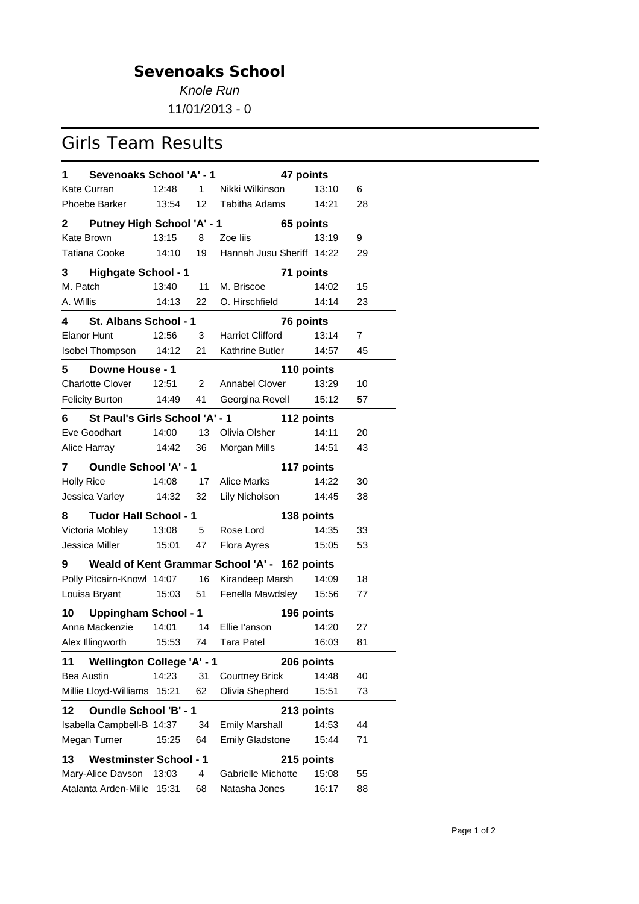# Sevenoaks School

*Knole Run*

11/01/2013 - 0

## Girls Team Results

### 1 Sevenoaks School 'A' - 1 — 47 points

| Name | Time | Pos | Name | Time | Pos |
|---|---|---|---|---|---|
| Kate Curran | 12:48 | 1 | Nikki Wilkinson | 13:10 | 6 |
| Phoebe Barker | 13:54 | 12 | Tabitha Adams | 14:21 | 28 |

### 2 Putney High School 'A' - 1 — 65 points

| Name | Time | Pos | Name | Time | Pos |
|---|---|---|---|---|---|
| Kate Brown | 13:15 | 8 | Zoe Iiis | 13:19 | 9 |
| Tatiana Cooke | 14:10 | 19 | Hannah Jusu Sheriff | 14:22 | 29 |

### 3 Highgate School - 1 — 71 points

| Name | Time | Pos | Name | Time | Pos |
|---|---|---|---|---|---|
| M. Patch | 13:40 | 11 | M. Briscoe | 14:02 | 15 |
| A. Willis | 14:13 | 22 | O. Hirschfield | 14:14 | 23 |

### 4 St. Albans School - 1 — 76 points

| Name | Time | Pos | Name | Time | Pos |
|---|---|---|---|---|---|
| Elanor Hunt | 12:56 | 3 | Harriet Clifford | 13:14 | 7 |
| Isobel Thompson | 14:12 | 21 | Kathrine Butler | 14:57 | 45 |

### 5 Downe House - 1 — 110 points

| Name | Time | Pos | Name | Time | Pos |
|---|---|---|---|---|---|
| Charlotte Clover | 12:51 | 2 | Annabel Clover | 13:29 | 10 |
| Felicity Burton | 14:49 | 41 | Georgina Revell | 15:12 | 57 |

### 6 St Paul's Girls School 'A' - 1 — 112 points

| Name | Time | Pos | Name | Time | Pos |
|---|---|---|---|---|---|
| Eve Goodhart | 14:00 | 13 | Olivia Olsher | 14:11 | 20 |
| Alice Harray | 14:42 | 36 | Morgan Mills | 14:51 | 43 |

### 7 Oundle School 'A' - 1 — 117 points

| Name | Time | Pos | Name | Time | Pos |
|---|---|---|---|---|---|
| Holly Rice | 14:08 | 17 | Alice Marks | 14:22 | 30 |
| Jessica Varley | 14:32 | 32 | Lily Nicholson | 14:45 | 38 |

### 8 Tudor Hall School - 1 — 138 points

| Name | Time | Pos | Name | Time | Pos |
|---|---|---|---|---|---|
| Victoria Mobley | 13:08 | 5 | Rose Lord | 14:35 | 33 |
| Jessica Miller | 15:01 | 47 | Flora Ayres | 15:05 | 53 |

### 9 Weald of Kent Grammar School 'A' - 162 points

| Name | Time | Pos | Name | Time | Pos |
|---|---|---|---|---|---|
| Polly Pitcairn-Knowl | 14:07 | 16 | Kirandeep Marsh | 14:09 | 18 |
| Louisa Bryant | 15:03 | 51 | Fenella Mawdsley | 15:56 | 77 |

### 10 Uppingham School - 1 — 196 points

| Name | Time | Pos | Name | Time | Pos |
|---|---|---|---|---|---|
| Anna Mackenzie | 14:01 | 14 | Ellie I'anson | 14:20 | 27 |
| Alex Illingworth | 15:53 | 74 | Tara Patel | 16:03 | 81 |

### 11 Wellington College 'A' - 1 — 206 points

| Name | Time | Pos | Name | Time | Pos |
|---|---|---|---|---|---|
| Bea Austin | 14:23 | 31 | Courtney Brick | 14:48 | 40 |
| Millie Lloyd-Williams | 15:21 | 62 | Olivia Shepherd | 15:51 | 73 |

### 12 Oundle School 'B' - 1 — 213 points

| Name | Time | Pos | Name | Time | Pos |
|---|---|---|---|---|---|
| Isabella Campbell-B | 14:37 | 34 | Emily Marshall | 14:53 | 44 |
| Megan Turner | 15:25 | 64 | Emily Gladstone | 15:44 | 71 |

### 13 Westminster School - 1 — 215 points

| Name | Time | Pos | Name | Time | Pos |
|---|---|---|---|---|---|
| Mary-Alice Davson | 13:03 | 4 | Gabrielle Michotte | 15:08 | 55 |
| Atalanta Arden-Mille | 15:31 | 68 | Natasha Jones | 16:17 | 88 |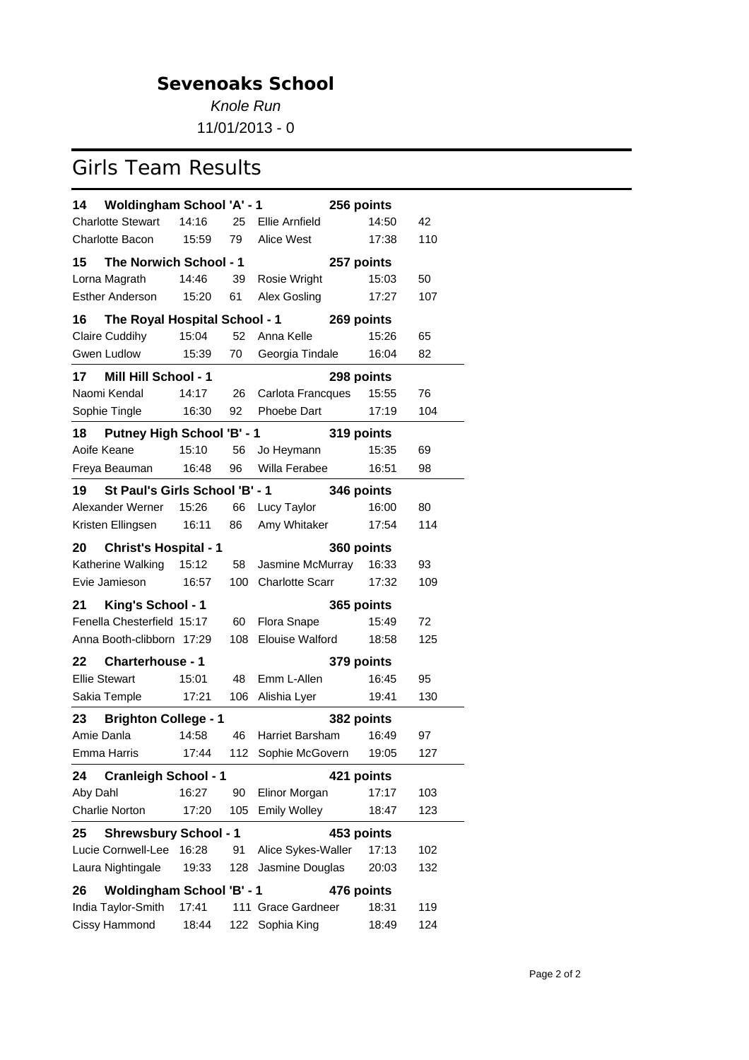# Sevenoaks School

*Knole Run*

11/01/2013 - 0

## Girls Team Results

| | | | | | |
|---|---|---|---|---|---|
| **14 Woldingham School 'A' - 1** | | | **256 points** | | |
| Charlotte Stewart | 14:16 | 25 | Ellie Arnfield | 14:50 | 42 |
| Charlotte Bacon | 15:59 | 79 | Alice West | 17:38 | 110 |
| **15 The Norwich School - 1** | | | **257 points** | | |
| Lorna Magrath | 14:46 | 39 | Rosie Wright | 15:03 | 50 |
| Esther Anderson | 15:20 | 61 | Alex Gosling | 17:27 | 107 |
| **16 The Royal Hospital School - 1** | | | **269 points** | | |
| Claire Cuddihy | 15:04 | 52 | Anna Kelle | 15:26 | 65 |
| Gwen Ludlow | 15:39 | 70 | Georgia Tindale | 16:04 | 82 |
| **17 Mill Hill School - 1** | | | **298 points** | | |
| Naomi Kendal | 14:17 | 26 | Carlota Francques | 15:55 | 76 |
| Sophie Tingle | 16:30 | 92 | Phoebe Dart | 17:19 | 104 |
| **18 Putney High School 'B' - 1** | | | **319 points** | | |
| Aoife Keane | 15:10 | 56 | Jo Heymann | 15:35 | 69 |
| Freya Beauman | 16:48 | 96 | Willa Ferabee | 16:51 | 98 |
| **19 St Paul's Girls School 'B' - 1** | | | **346 points** | | |
| Alexander Werner | 15:26 | 66 | Lucy Taylor | 16:00 | 80 |
| Kristen Ellingsen | 16:11 | 86 | Amy Whitaker | 17:54 | 114 |
| **20 Christ's Hospital - 1** | | | **360 points** | | |
| Katherine Walking | 15:12 | 58 | Jasmine McMurray | 16:33 | 93 |
| Evie Jamieson | 16:57 | 100 | Charlotte Scarr | 17:32 | 109 |
| **21 King's School - 1** | | | **365 points** | | |
| Fenella Chesterfield | 15:17 | 60 | Flora Snape | 15:49 | 72 |
| Anna Booth-clibborn | 17:29 | 108 | Elouise Walford | 18:58 | 125 |
| **22 Charterhouse - 1** | | | **379 points** | | |
| Ellie Stewart | 15:01 | 48 | Emm L-Allen | 16:45 | 95 |
| Sakia Temple | 17:21 | 106 | Alishia Lyer | 19:41 | 130 |
| **23 Brighton College - 1** | | | **382 points** | | |
| Amie Danla | 14:58 | 46 | Harriet Barsham | 16:49 | 97 |
| Emma Harris | 17:44 | 112 | Sophie McGovern | 19:05 | 127 |
| **24 Cranleigh School - 1** | | | **421 points** | | |
| Aby Dahl | 16:27 | 90 | Elinor Morgan | 17:17 | 103 |
| Charlie Norton | 17:20 | 105 | Emily Wolley | 18:47 | 123 |
| **25 Shrewsbury School - 1** | | | **453 points** | | |
| Lucie Cornwell-Lee | 16:28 | 91 | Alice Sykes-Waller | 17:13 | 102 |
| Laura Nightingale | 19:33 | 128 | Jasmine Douglas | 20:03 | 132 |
| **26 Woldingham School 'B' - 1** | | | **476 points** | | |
| India Taylor-Smith | 17:41 | 111 | Grace Gardneer | 18:31 | 119 |
| Cissy Hammond | 18:44 | 122 | Sophia King | 18:49 | 124 |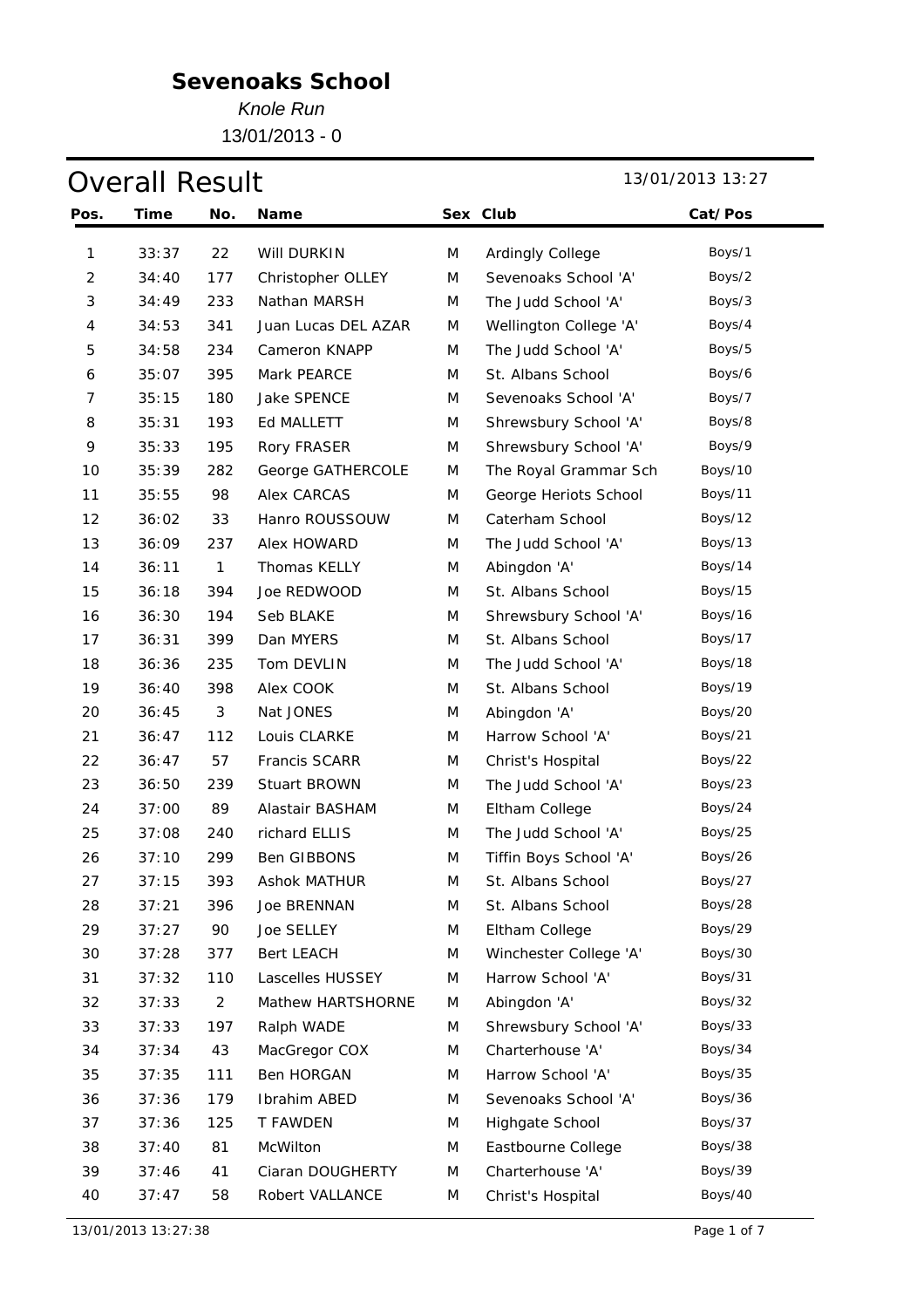# Sevenoaks School

*Knole Run*

13/01/2013 - 0

## Overall Result

13/01/2013 13:27

| Pos. | Time | No. | Name | Sex | Club | Cat/Pos |
|---|---|---|---|---|---|---|
| 1 | 33:37 | 22 | Will DURKIN | M | Ardingly College | Boys/1 |
| 2 | 34:40 | 177 | Christopher OLLEY | M | Sevenoaks School 'A' | Boys/2 |
| 3 | 34:49 | 233 | Nathan MARSH | M | The Judd School 'A' | Boys/3 |
| 4 | 34:53 | 341 | Juan Lucas DEL AZAR | M | Wellington College 'A' | Boys/4 |
| 5 | 34:58 | 234 | Cameron KNAPP | M | The Judd School 'A' | Boys/5 |
| 6 | 35:07 | 395 | Mark PEARCE | M | St. Albans School | Boys/6 |
| 7 | 35:15 | 180 | Jake SPENCE | M | Sevenoaks School 'A' | Boys/7 |
| 8 | 35:31 | 193 | Ed MALLETT | M | Shrewsbury School 'A' | Boys/8 |
| 9 | 35:33 | 195 | Rory FRASER | M | Shrewsbury School 'A' | Boys/9 |
| 10 | 35:39 | 282 | George GATHERCOLE | M | The Royal Grammar Sch | Boys/10 |
| 11 | 35:55 | 98 | Alex CARCAS | M | George Heriots School | Boys/11 |
| 12 | 36:02 | 33 | Hanro ROUSSOUW | M | Caterham School | Boys/12 |
| 13 | 36:09 | 237 | Alex HOWARD | M | The Judd School 'A' | Boys/13 |
| 14 | 36:11 | 1 | Thomas KELLY | M | Abingdon 'A' | Boys/14 |
| 15 | 36:18 | 394 | Joe REDWOOD | M | St. Albans School | Boys/15 |
| 16 | 36:30 | 194 | Seb BLAKE | M | Shrewsbury School 'A' | Boys/16 |
| 17 | 36:31 | 399 | Dan MYERS | M | St. Albans School | Boys/17 |
| 18 | 36:36 | 235 | Tom DEVLIN | M | The Judd School 'A' | Boys/18 |
| 19 | 36:40 | 398 | Alex COOK | M | St. Albans School | Boys/19 |
| 20 | 36:45 | 3 | Nat JONES | M | Abingdon 'A' | Boys/20 |
| 21 | 36:47 | 112 | Louis CLARKE | M | Harrow School 'A' | Boys/21 |
| 22 | 36:47 | 57 | Francis SCARR | M | Christ's Hospital | Boys/22 |
| 23 | 36:50 | 239 | Stuart BROWN | M | The Judd School 'A' | Boys/23 |
| 24 | 37:00 | 89 | Alastair BASHAM | M | Eltham College | Boys/24 |
| 25 | 37:08 | 240 | richard ELLIS | M | The Judd School 'A' | Boys/25 |
| 26 | 37:10 | 299 | Ben GIBBONS | M | Tiffin Boys School 'A' | Boys/26 |
| 27 | 37:15 | 393 | Ashok MATHUR | M | St. Albans School | Boys/27 |
| 28 | 37:21 | 396 | Joe BRENNAN | M | St. Albans School | Boys/28 |
| 29 | 37:27 | 90 | Joe SELLEY | M | Eltham College | Boys/29 |
| 30 | 37:28 | 377 | Bert LEACH | M | Winchester College 'A' | Boys/30 |
| 31 | 37:32 | 110 | Lascelles HUSSEY | M | Harrow School 'A' | Boys/31 |
| 32 | 37:33 | 2 | Mathew HARTSHORNE | M | Abingdon 'A' | Boys/32 |
| 33 | 37:33 | 197 | Ralph WADE | M | Shrewsbury School 'A' | Boys/33 |
| 34 | 37:34 | 43 | MacGregor COX | M | Charterhouse 'A' | Boys/34 |
| 35 | 37:35 | 111 | Ben HORGAN | M | Harrow School 'A' | Boys/35 |
| 36 | 37:36 | 179 | Ibrahim ABED | M | Sevenoaks School 'A' | Boys/36 |
| 37 | 37:36 | 125 | T FAWDEN | M | Highgate School | Boys/37 |
| 38 | 37:40 | 81 | McWilton | M | Eastbourne College | Boys/38 |
| 39 | 37:46 | 41 | Ciaran DOUGHERTY | M | Charterhouse 'A' | Boys/39 |
| 40 | 37:47 | 58 | Robert VALLANCE | M | Christ's Hospital | Boys/40 |

13/01/2013 13:27:38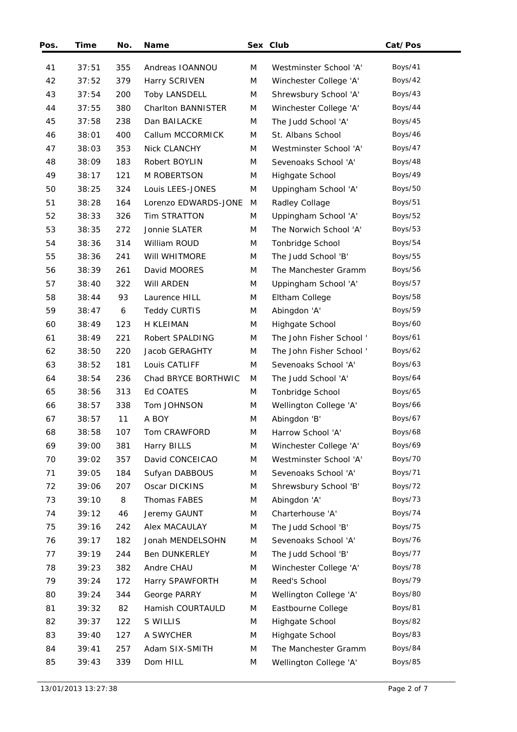| Pos. | Time | No. | Name | Sex | Club | Cat/Pos |
|---|---|---|---|---|---|---|
| 41 | 37:51 | 355 | Andreas IOANNOU | M | Westminster School 'A' | Boys/41 |
| 42 | 37:52 | 379 | Harry SCRIVEN | M | Winchester College 'A' | Boys/42 |
| 43 | 37:54 | 200 | Toby LANSDELL | M | Shrewsbury School 'A' | Boys/43 |
| 44 | 37:55 | 380 | Charlton BANNISTER | M | Winchester College 'A' | Boys/44 |
| 45 | 37:58 | 238 | Dan BAILACKE | M | The Judd School 'A' | Boys/45 |
| 46 | 38:01 | 400 | Callum MCCORMICK | M | St. Albans School | Boys/46 |
| 47 | 38:03 | 353 | Nick CLANCHY | M | Westminster School 'A' | Boys/47 |
| 48 | 38:09 | 183 | Robert BOYLIN | M | Sevenoaks School 'A' | Boys/48 |
| 49 | 38:17 | 121 | M ROBERTSON | M | Highgate School | Boys/49 |
| 50 | 38:25 | 324 | Louis LEES-JONES | M | Uppingham School 'A' | Boys/50 |
| 51 | 38:28 | 164 | Lorenzo EDWARDS-JONE | M | Radley Collage | Boys/51 |
| 52 | 38:33 | 326 | Tim STRATTON | M | Uppingham School 'A' | Boys/52 |
| 53 | 38:35 | 272 | Jonnie SLATER | M | The Norwich School 'A' | Boys/53 |
| 54 | 38:36 | 314 | William ROUD | M | Tonbridge School | Boys/54 |
| 55 | 38:36 | 241 | Will WHITMORE | M | The Judd School 'B' | Boys/55 |
| 56 | 38:39 | 261 | David MOORES | M | The Manchester Gramm | Boys/56 |
| 57 | 38:40 | 322 | Will ARDEN | M | Uppingham School 'A' | Boys/57 |
| 58 | 38:44 | 93 | Laurence HILL | M | Eltham College | Boys/58 |
| 59 | 38:47 | 6 | Teddy CURTIS | M | Abingdon 'A' | Boys/59 |
| 60 | 38:49 | 123 | H KLEIMAN | M | Highgate School | Boys/60 |
| 61 | 38:49 | 221 | Robert SPALDING | M | The John Fisher School ' | Boys/61 |
| 62 | 38:50 | 220 | Jacob GERAGHTY | M | The John Fisher School ' | Boys/62 |
| 63 | 38:52 | 181 | Louis CATLIFF | M | Sevenoaks School 'A' | Boys/63 |
| 64 | 38:54 | 236 | Chad BRYCE BORTHWIC | M | The Judd School 'A' | Boys/64 |
| 65 | 38:56 | 313 | Ed COATES | M | Tonbridge School | Boys/65 |
| 66 | 38:57 | 338 | Tom JOHNSON | M | Wellington College 'A' | Boys/66 |
| 67 | 38:57 | 11 | A BOY | M | Abingdon 'B' | Boys/67 |
| 68 | 38:58 | 107 | Tom CRAWFORD | M | Harrow School 'A' | Boys/68 |
| 69 | 39:00 | 381 | Harry BILLS | M | Winchester College 'A' | Boys/69 |
| 70 | 39:02 | 357 | David CONCEICAO | M | Westminster School 'A' | Boys/70 |
| 71 | 39:05 | 184 | Sufyan DABBOUS | M | Sevenoaks School 'A' | Boys/71 |
| 72 | 39:06 | 207 | Oscar DICKINS | M | Shrewsbury School 'B' | Boys/72 |
| 73 | 39:10 | 8 | Thomas FABES | M | Abingdon 'A' | Boys/73 |
| 74 | 39:12 | 46 | Jeremy GAUNT | M | Charterhouse 'A' | Boys/74 |
| 75 | 39:16 | 242 | Alex MACAULAY | M | The Judd School 'B' | Boys/75 |
| 76 | 39:17 | 182 | Jonah MENDELSOHN | M | Sevenoaks School 'A' | Boys/76 |
| 77 | 39:19 | 244 | Ben DUNKERLEY | M | The Judd School 'B' | Boys/77 |
| 78 | 39:23 | 382 | Andre CHAU | M | Winchester College 'A' | Boys/78 |
| 79 | 39:24 | 172 | Harry SPAWFORTH | M | Reed's School | Boys/79 |
| 80 | 39:24 | 344 | George PARRY | M | Wellington College 'A' | Boys/80 |
| 81 | 39:32 | 82 | Hamish COURTAULD | M | Eastbourne College | Boys/81 |
| 82 | 39:37 | 122 | S WILLIS | M | Highgate School | Boys/82 |
| 83 | 39:40 | 127 | A SWYCHER | M | Highgate School | Boys/83 |
| 84 | 39:41 | 257 | Adam SIX-SMITH | M | The Manchester Gramm | Boys/84 |
| 85 | 39:43 | 339 | Dom HILL | M | Wellington College 'A' | Boys/85 |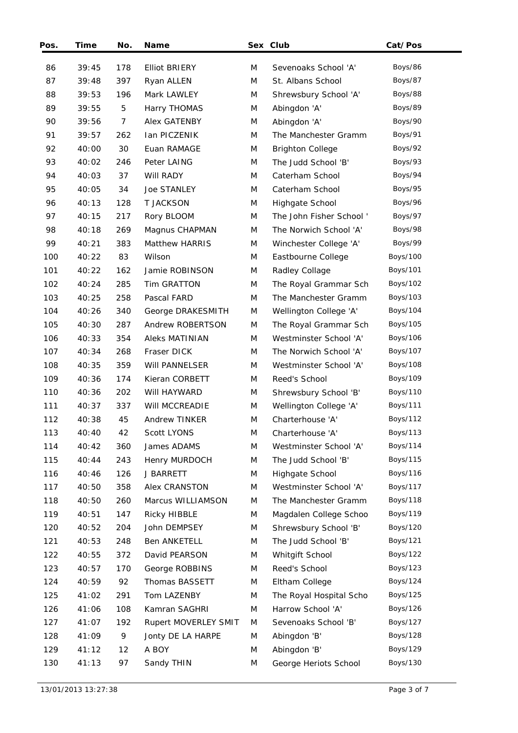| Pos. | Time | No. | Name | Sex | Club | Cat/Pos |
|---|---|---|---|---|---|---|
| 86 | 39:45 | 178 | Elliot BRIERY | M | Sevenoaks School 'A' | Boys/86 |
| 87 | 39:48 | 397 | Ryan ALLEN | M | St. Albans School | Boys/87 |
| 88 | 39:53 | 196 | Mark LAWLEY | M | Shrewsbury School 'A' | Boys/88 |
| 89 | 39:55 | 5 | Harry THOMAS | M | Abingdon 'A' | Boys/89 |
| 90 | 39:56 | 7 | Alex GATENBY | M | Abingdon 'A' | Boys/90 |
| 91 | 39:57 | 262 | Ian PICZENIK | M | The Manchester Gramm | Boys/91 |
| 92 | 40:00 | 30 | Euan RAMAGE | M | Brighton College | Boys/92 |
| 93 | 40:02 | 246 | Peter LAING | M | The Judd School 'B' | Boys/93 |
| 94 | 40:03 | 37 | Will RADY | M | Caterham School | Boys/94 |
| 95 | 40:05 | 34 | Joe STANLEY | M | Caterham School | Boys/95 |
| 96 | 40:13 | 128 | T JACKSON | M | Highgate School | Boys/96 |
| 97 | 40:15 | 217 | Rory BLOOM | M | The John Fisher School ' | Boys/97 |
| 98 | 40:18 | 269 | Magnus CHAPMAN | M | The Norwich School 'A' | Boys/98 |
| 99 | 40:21 | 383 | Matthew HARRIS | M | Winchester College 'A' | Boys/99 |
| 100 | 40:22 | 83 | Wilson | M | Eastbourne College | Boys/100 |
| 101 | 40:22 | 162 | Jamie ROBINSON | M | Radley Collage | Boys/101 |
| 102 | 40:24 | 285 | Tim GRATTON | M | The Royal Grammar Sch | Boys/102 |
| 103 | 40:25 | 258 | Pascal FARD | M | The Manchester Gramm | Boys/103 |
| 104 | 40:26 | 340 | George DRAKESMITH | M | Wellington College 'A' | Boys/104 |
| 105 | 40:30 | 287 | Andrew ROBERTSON | M | The Royal Grammar Sch | Boys/105 |
| 106 | 40:33 | 354 | Aleks MATINIAN | M | Westminster School 'A' | Boys/106 |
| 107 | 40:34 | 268 | Fraser DICK | M | The Norwich School 'A' | Boys/107 |
| 108 | 40:35 | 359 | Will PANNELSER | M | Westminster School 'A' | Boys/108 |
| 109 | 40:36 | 174 | Kieran CORBETT | M | Reed's School | Boys/109 |
| 110 | 40:36 | 202 | Will HAYWARD | M | Shrewsbury School 'B' | Boys/110 |
| 111 | 40:37 | 337 | Will MCCREADIE | M | Wellington College 'A' | Boys/111 |
| 112 | 40:38 | 45 | Andrew TINKER | M | Charterhouse 'A' | Boys/112 |
| 113 | 40:40 | 42 | Scott LYONS | M | Charterhouse 'A' | Boys/113 |
| 114 | 40:42 | 360 | James ADAMS | M | Westminster School 'A' | Boys/114 |
| 115 | 40:44 | 243 | Henry MURDOCH | M | The Judd School 'B' | Boys/115 |
| 116 | 40:46 | 126 | J BARRETT | M | Highgate School | Boys/116 |
| 117 | 40:50 | 358 | Alex CRANSTON | M | Westminster School 'A' | Boys/117 |
| 118 | 40:50 | 260 | Marcus WILLIAMSON | M | The Manchester Gramm | Boys/118 |
| 119 | 40:51 | 147 | Ricky HIBBLE | M | Magdalen College Schoo | Boys/119 |
| 120 | 40:52 | 204 | John DEMPSEY | M | Shrewsbury School 'B' | Boys/120 |
| 121 | 40:53 | 248 | Ben ANKETELL | M | The Judd School 'B' | Boys/121 |
| 122 | 40:55 | 372 | David PEARSON | M | Whitgift School | Boys/122 |
| 123 | 40:57 | 170 | George ROBBINS | M | Reed's School | Boys/123 |
| 124 | 40:59 | 92 | Thomas BASSETT | M | Eltham College | Boys/124 |
| 125 | 41:02 | 291 | Tom LAZENBY | M | The Royal Hospital Scho | Boys/125 |
| 126 | 41:06 | 108 | Kamran SAGHRI | M | Harrow School 'A' | Boys/126 |
| 127 | 41:07 | 192 | Rupert MOVERLEY SMIT | M | Sevenoaks School 'B' | Boys/127 |
| 128 | 41:09 | 9 | Jonty DE LA HARPE | M | Abingdon 'B' | Boys/128 |
| 129 | 41:12 | 12 | A BOY | M | Abingdon 'B' | Boys/129 |
| 130 | 41:13 | 97 | Sandy THIN | M | George Heriots School | Boys/130 |

13/01/2013 13:27:38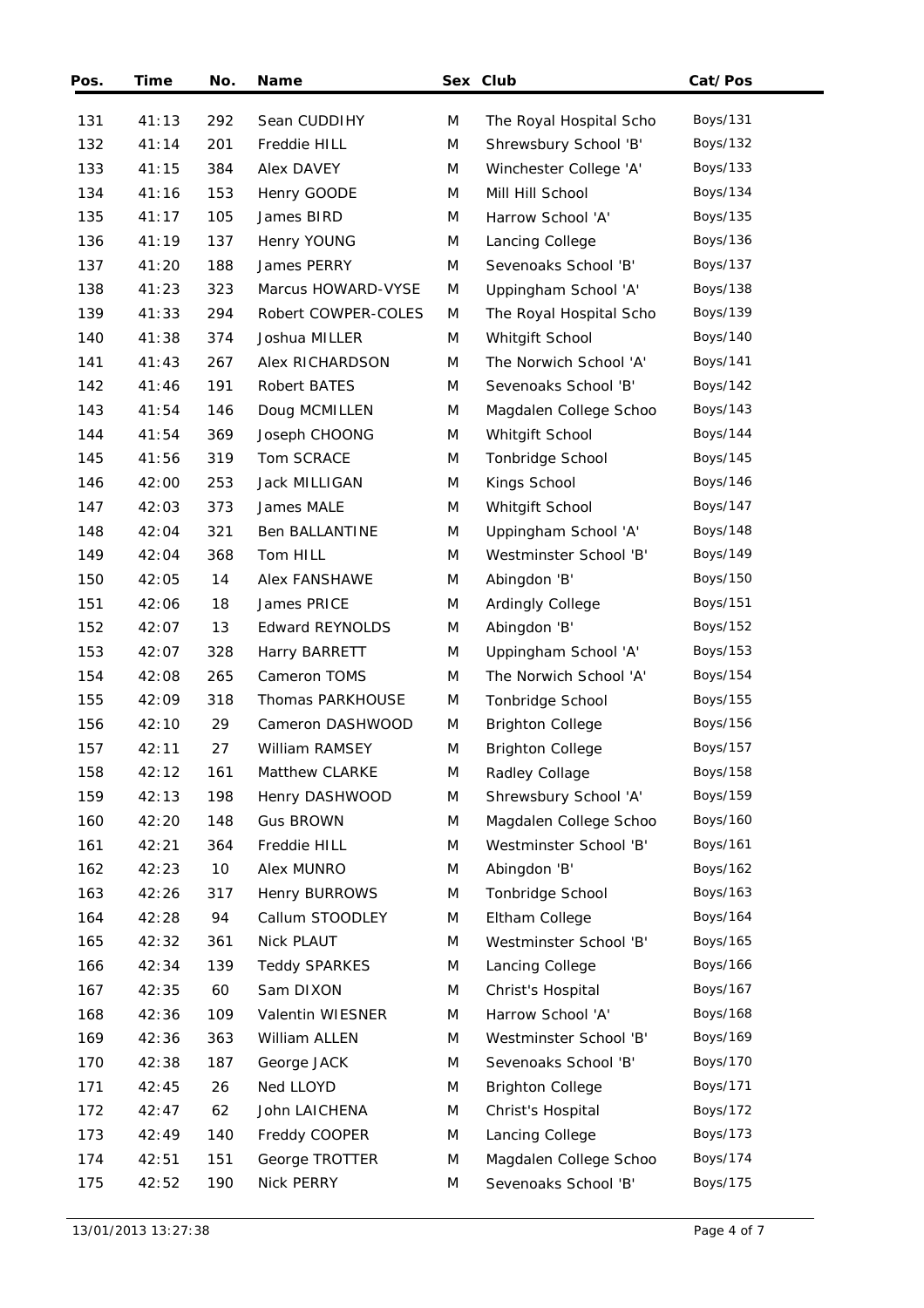| Pos. | Time | No. | Name | Sex | Club | Cat/Pos |
|---|---|---|---|---|---|---|
| 131 | 41:13 | 292 | Sean CUDDIHY | M | The Royal Hospital Scho | Boys/131 |
| 132 | 41:14 | 201 | Freddie HILL | M | Shrewsbury School 'B' | Boys/132 |
| 133 | 41:15 | 384 | Alex DAVEY | M | Winchester College 'A' | Boys/133 |
| 134 | 41:16 | 153 | Henry GOODE | M | Mill Hill School | Boys/134 |
| 135 | 41:17 | 105 | James BIRD | M | Harrow School 'A' | Boys/135 |
| 136 | 41:19 | 137 | Henry YOUNG | M | Lancing College | Boys/136 |
| 137 | 41:20 | 188 | James PERRY | M | Sevenoaks School 'B' | Boys/137 |
| 138 | 41:23 | 323 | Marcus HOWARD-VYSE | M | Uppingham School 'A' | Boys/138 |
| 139 | 41:33 | 294 | Robert COWPER-COLES | M | The Royal Hospital Scho | Boys/139 |
| 140 | 41:38 | 374 | Joshua MILLER | M | Whitgift School | Boys/140 |
| 141 | 41:43 | 267 | Alex RICHARDSON | M | The Norwich School 'A' | Boys/141 |
| 142 | 41:46 | 191 | Robert BATES | M | Sevenoaks School 'B' | Boys/142 |
| 143 | 41:54 | 146 | Doug MCMILLEN | M | Magdalen College Schoo | Boys/143 |
| 144 | 41:54 | 369 | Joseph CHOONG | M | Whitgift School | Boys/144 |
| 145 | 41:56 | 319 | Tom SCRACE | M | Tonbridge School | Boys/145 |
| 146 | 42:00 | 253 | Jack MILLIGAN | M | Kings School | Boys/146 |
| 147 | 42:03 | 373 | James MALE | M | Whitgift School | Boys/147 |
| 148 | 42:04 | 321 | Ben BALLANTINE | M | Uppingham School 'A' | Boys/148 |
| 149 | 42:04 | 368 | Tom HILL | M | Westminster School 'B' | Boys/149 |
| 150 | 42:05 | 14 | Alex FANSHAWE | M | Abingdon 'B' | Boys/150 |
| 151 | 42:06 | 18 | James PRICE | M | Ardingly College | Boys/151 |
| 152 | 42:07 | 13 | Edward REYNOLDS | M | Abingdon 'B' | Boys/152 |
| 153 | 42:07 | 328 | Harry BARRETT | M | Uppingham School 'A' | Boys/153 |
| 154 | 42:08 | 265 | Cameron TOMS | M | The Norwich School 'A' | Boys/154 |
| 155 | 42:09 | 318 | Thomas PARKHOUSE | M | Tonbridge School | Boys/155 |
| 156 | 42:10 | 29 | Cameron DASHWOOD | M | Brighton College | Boys/156 |
| 157 | 42:11 | 27 | William RAMSEY | M | Brighton College | Boys/157 |
| 158 | 42:12 | 161 | Matthew CLARKE | M | Radley Collage | Boys/158 |
| 159 | 42:13 | 198 | Henry DASHWOOD | M | Shrewsbury School 'A' | Boys/159 |
| 160 | 42:20 | 148 | Gus BROWN | M | Magdalen College Schoo | Boys/160 |
| 161 | 42:21 | 364 | Freddie HILL | M | Westminster School 'B' | Boys/161 |
| 162 | 42:23 | 10 | Alex MUNRO | M | Abingdon 'B' | Boys/162 |
| 163 | 42:26 | 317 | Henry BURROWS | M | Tonbridge School | Boys/163 |
| 164 | 42:28 | 94 | Callum STOODLEY | M | Eltham College | Boys/164 |
| 165 | 42:32 | 361 | Nick PLAUT | M | Westminster School 'B' | Boys/165 |
| 166 | 42:34 | 139 | Teddy SPARKES | M | Lancing College | Boys/166 |
| 167 | 42:35 | 60 | Sam DIXON | M | Christ's Hospital | Boys/167 |
| 168 | 42:36 | 109 | Valentin WIESNER | M | Harrow School 'A' | Boys/168 |
| 169 | 42:36 | 363 | William ALLEN | M | Westminster School 'B' | Boys/169 |
| 170 | 42:38 | 187 | George JACK | M | Sevenoaks School 'B' | Boys/170 |
| 171 | 42:45 | 26 | Ned LLOYD | M | Brighton College | Boys/171 |
| 172 | 42:47 | 62 | John LAICHENA | M | Christ's Hospital | Boys/172 |
| 173 | 42:49 | 140 | Freddy COOPER | M | Lancing College | Boys/173 |
| 174 | 42:51 | 151 | George TROTTER | M | Magdalen College Schoo | Boys/174 |
| 175 | 42:52 | 190 | Nick PERRY | M | Sevenoaks School 'B' | Boys/175 |

13/01/2013 13:27:38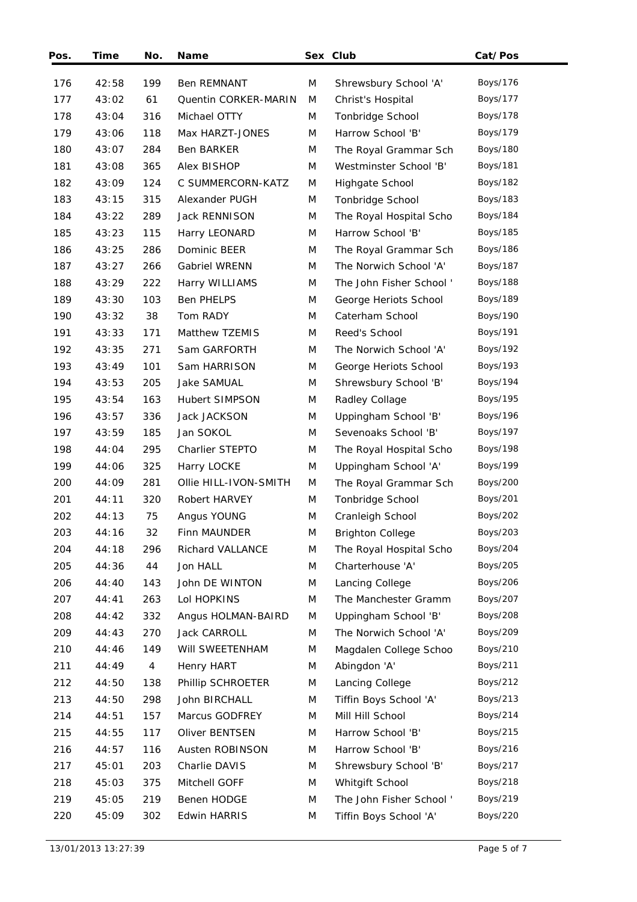| Pos. | Time | No. | Name | Sex | Club | Cat/Pos |
|---|---|---|---|---|---|---|
| 176 | 42:58 | 199 | Ben REMNANT | M | Shrewsbury School 'A' | Boys/176 |
| 177 | 43:02 | 61 | Quentin CORKER-MARIN | M | Christ's Hospital | Boys/177 |
| 178 | 43:04 | 316 | Michael OTTY | M | Tonbridge School | Boys/178 |
| 179 | 43:06 | 118 | Max HARZT-JONES | M | Harrow School 'B' | Boys/179 |
| 180 | 43:07 | 284 | Ben BARKER | M | The Royal Grammar Sch | Boys/180 |
| 181 | 43:08 | 365 | Alex BISHOP | M | Westminster School 'B' | Boys/181 |
| 182 | 43:09 | 124 | C SUMMERCORN-KATZ | M | Highgate School | Boys/182 |
| 183 | 43:15 | 315 | Alexander PUGH | M | Tonbridge School | Boys/183 |
| 184 | 43:22 | 289 | Jack RENNISON | M | The Royal Hospital Scho | Boys/184 |
| 185 | 43:23 | 115 | Harry LEONARD | M | Harrow School 'B' | Boys/185 |
| 186 | 43:25 | 286 | Dominic BEER | M | The Royal Grammar Sch | Boys/186 |
| 187 | 43:27 | 266 | Gabriel WRENN | M | The Norwich School 'A' | Boys/187 |
| 188 | 43:29 | 222 | Harry WILLIAMS | M | The John Fisher School ' | Boys/188 |
| 189 | 43:30 | 103 | Ben PHELPS | M | George Heriots School | Boys/189 |
| 190 | 43:32 | 38 | Tom RADY | M | Caterham School | Boys/190 |
| 191 | 43:33 | 171 | Matthew TZEMIS | M | Reed's School | Boys/191 |
| 192 | 43:35 | 271 | Sam GARFORTH | M | The Norwich School 'A' | Boys/192 |
| 193 | 43:49 | 101 | Sam HARRISON | M | George Heriots School | Boys/193 |
| 194 | 43:53 | 205 | Jake SAMUAL | M | Shrewsbury School 'B' | Boys/194 |
| 195 | 43:54 | 163 | Hubert SIMPSON | M | Radley Collage | Boys/195 |
| 196 | 43:57 | 336 | Jack JACKSON | M | Uppingham School 'B' | Boys/196 |
| 197 | 43:59 | 185 | Jan SOKOL | M | Sevenoaks School 'B' | Boys/197 |
| 198 | 44:04 | 295 | Charlier STEPTO | M | The Royal Hospital Scho | Boys/198 |
| 199 | 44:06 | 325 | Harry LOCKE | M | Uppingham School 'A' | Boys/199 |
| 200 | 44:09 | 281 | Ollie HILL-IVON-SMITH | M | The Royal Grammar Sch | Boys/200 |
| 201 | 44:11 | 320 | Robert HARVEY | M | Tonbridge School | Boys/201 |
| 202 | 44:13 | 75 | Angus YOUNG | M | Cranleigh School | Boys/202 |
| 203 | 44:16 | 32 | Finn MAUNDER | M | Brighton College | Boys/203 |
| 204 | 44:18 | 296 | Richard VALLANCE | M | The Royal Hospital Scho | Boys/204 |
| 205 | 44:36 | 44 | Jon HALL | M | Charterhouse 'A' | Boys/205 |
| 206 | 44:40 | 143 | John DE WINTON | M | Lancing College | Boys/206 |
| 207 | 44:41 | 263 | Lol HOPKINS | M | The Manchester Gramm | Boys/207 |
| 208 | 44:42 | 332 | Angus HOLMAN-BAIRD | M | Uppingham School 'B' | Boys/208 |
| 209 | 44:43 | 270 | Jack CARROLL | M | The Norwich School 'A' | Boys/209 |
| 210 | 44:46 | 149 | Will SWEETENHAM | M | Magdalen College Schoo | Boys/210 |
| 211 | 44:49 | 4 | Henry HART | M | Abingdon 'A' | Boys/211 |
| 212 | 44:50 | 138 | Phillip SCHROETER | M | Lancing College | Boys/212 |
| 213 | 44:50 | 298 | John BIRCHALL | M | Tiffin Boys School 'A' | Boys/213 |
| 214 | 44:51 | 157 | Marcus GODFREY | M | Mill Hill School | Boys/214 |
| 215 | 44:55 | 117 | Oliver BENTSEN | M | Harrow School 'B' | Boys/215 |
| 216 | 44:57 | 116 | Austen ROBINSON | M | Harrow School 'B' | Boys/216 |
| 217 | 45:01 | 203 | Charlie DAVIS | M | Shrewsbury School 'B' | Boys/217 |
| 218 | 45:03 | 375 | Mitchell GOFF | M | Whitgift School | Boys/218 |
| 219 | 45:05 | 219 | Benen HODGE | M | The John Fisher School ' | Boys/219 |
| 220 | 45:09 | 302 | Edwin HARRIS | M | Tiffin Boys School 'A' | Boys/220 |

13/01/2013 13:27:39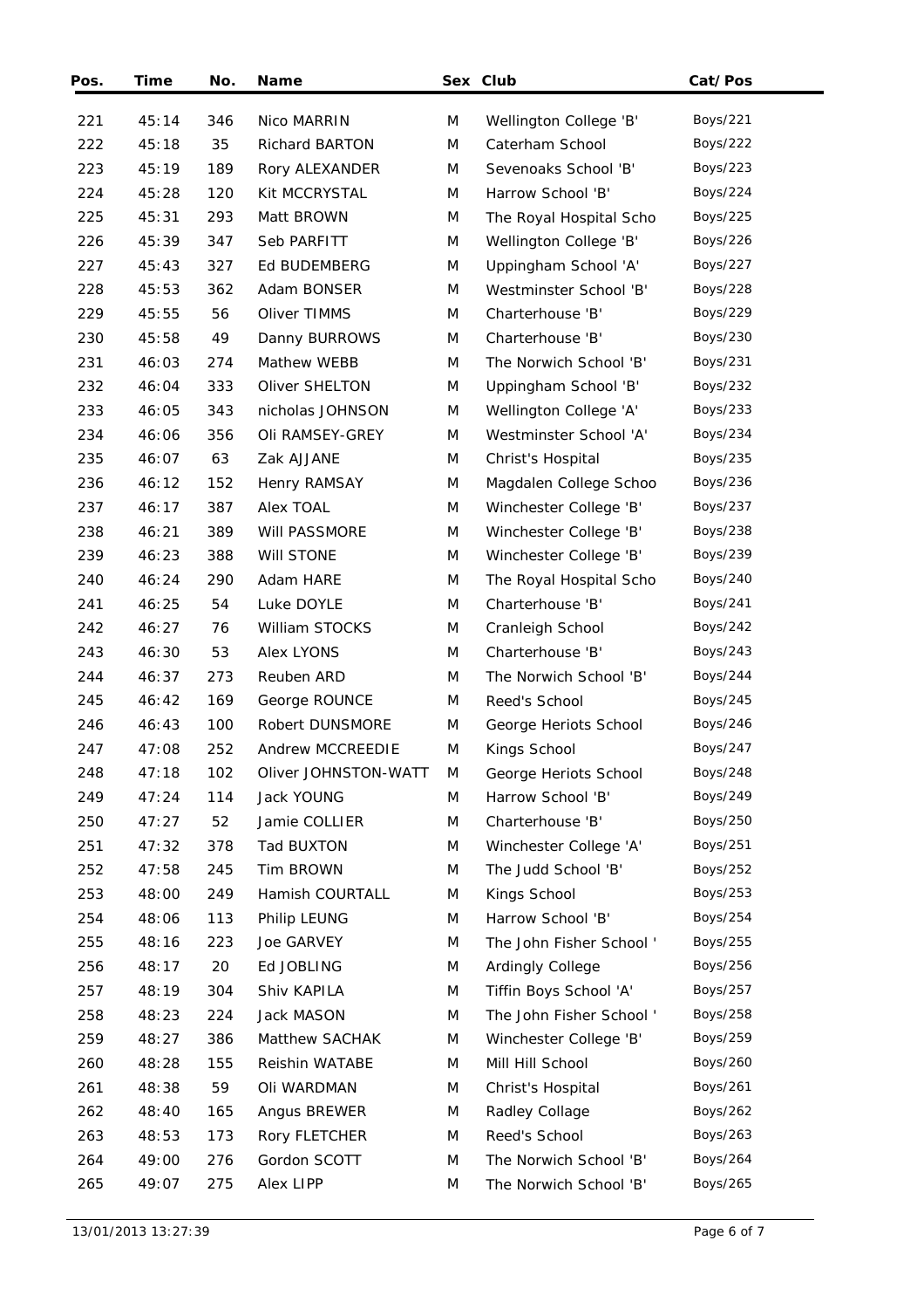| Pos. | Time | No. | Name | Sex | Club | Cat/Pos |
|---|---|---|---|---|---|---|
| 221 | 45:14 | 346 | Nico MARRIN | M | Wellington College 'B' | Boys/221 |
| 222 | 45:18 | 35 | Richard BARTON | M | Caterham School | Boys/222 |
| 223 | 45:19 | 189 | Rory ALEXANDER | M | Sevenoaks School 'B' | Boys/223 |
| 224 | 45:28 | 120 | Kit MCCRYSTAL | M | Harrow School 'B' | Boys/224 |
| 225 | 45:31 | 293 | Matt BROWN | M | The Royal Hospital Scho | Boys/225 |
| 226 | 45:39 | 347 | Seb PARFITT | M | Wellington College 'B' | Boys/226 |
| 227 | 45:43 | 327 | Ed BUDEMBERG | M | Uppingham School 'A' | Boys/227 |
| 228 | 45:53 | 362 | Adam BONSER | M | Westminster School 'B' | Boys/228 |
| 229 | 45:55 | 56 | Oliver TIMMS | M | Charterhouse 'B' | Boys/229 |
| 230 | 45:58 | 49 | Danny BURROWS | M | Charterhouse 'B' | Boys/230 |
| 231 | 46:03 | 274 | Mathew WEBB | M | The Norwich School 'B' | Boys/231 |
| 232 | 46:04 | 333 | Oliver SHELTON | M | Uppingham School 'B' | Boys/232 |
| 233 | 46:05 | 343 | nicholas JOHNSON | M | Wellington College 'A' | Boys/233 |
| 234 | 46:06 | 356 | Oli RAMSEY-GREY | M | Westminster School 'A' | Boys/234 |
| 235 | 46:07 | 63 | Zak AJJANE | M | Christ's Hospital | Boys/235 |
| 236 | 46:12 | 152 | Henry RAMSAY | M | Magdalen College Schoo | Boys/236 |
| 237 | 46:17 | 387 | Alex TOAL | M | Winchester College 'B' | Boys/237 |
| 238 | 46:21 | 389 | Will PASSMORE | M | Winchester College 'B' | Boys/238 |
| 239 | 46:23 | 388 | Will STONE | M | Winchester College 'B' | Boys/239 |
| 240 | 46:24 | 290 | Adam HARE | M | The Royal Hospital Scho | Boys/240 |
| 241 | 46:25 | 54 | Luke DOYLE | M | Charterhouse 'B' | Boys/241 |
| 242 | 46:27 | 76 | William STOCKS | M | Cranleigh School | Boys/242 |
| 243 | 46:30 | 53 | Alex LYONS | M | Charterhouse 'B' | Boys/243 |
| 244 | 46:37 | 273 | Reuben ARD | M | The Norwich School 'B' | Boys/244 |
| 245 | 46:42 | 169 | George ROUNCE | M | Reed's School | Boys/245 |
| 246 | 46:43 | 100 | Robert DUNSMORE | M | George Heriots School | Boys/246 |
| 247 | 47:08 | 252 | Andrew MCCREEDIE | M | Kings School | Boys/247 |
| 248 | 47:18 | 102 | Oliver JOHNSTON-WATT | M | George Heriots School | Boys/248 |
| 249 | 47:24 | 114 | Jack YOUNG | M | Harrow School 'B' | Boys/249 |
| 250 | 47:27 | 52 | Jamie COLLIER | M | Charterhouse 'B' | Boys/250 |
| 251 | 47:32 | 378 | Tad BUXTON | M | Winchester College 'A' | Boys/251 |
| 252 | 47:58 | 245 | Tim BROWN | M | The Judd School 'B' | Boys/252 |
| 253 | 48:00 | 249 | Hamish COURTALL | M | Kings School | Boys/253 |
| 254 | 48:06 | 113 | Philip LEUNG | M | Harrow School 'B' | Boys/254 |
| 255 | 48:16 | 223 | Joe GARVEY | M | The John Fisher School ' | Boys/255 |
| 256 | 48:17 | 20 | Ed JOBLING | M | Ardingly College | Boys/256 |
| 257 | 48:19 | 304 | Shiv KAPILA | M | Tiffin Boys School 'A' | Boys/257 |
| 258 | 48:23 | 224 | Jack MASON | M | The John Fisher School ' | Boys/258 |
| 259 | 48:27 | 386 | Matthew SACHAK | M | Winchester College 'B' | Boys/259 |
| 260 | 48:28 | 155 | Reishin WATABE | M | Mill Hill School | Boys/260 |
| 261 | 48:38 | 59 | Oli WARDMAN | M | Christ's Hospital | Boys/261 |
| 262 | 48:40 | 165 | Angus BREWER | M | Radley Collage | Boys/262 |
| 263 | 48:53 | 173 | Rory FLETCHER | M | Reed's School | Boys/263 |
| 264 | 49:00 | 276 | Gordon SCOTT | M | The Norwich School 'B' | Boys/264 |
| 265 | 49:07 | 275 | Alex LIPP | M | The Norwich School 'B' | Boys/265 |

13/01/2013 13:27:39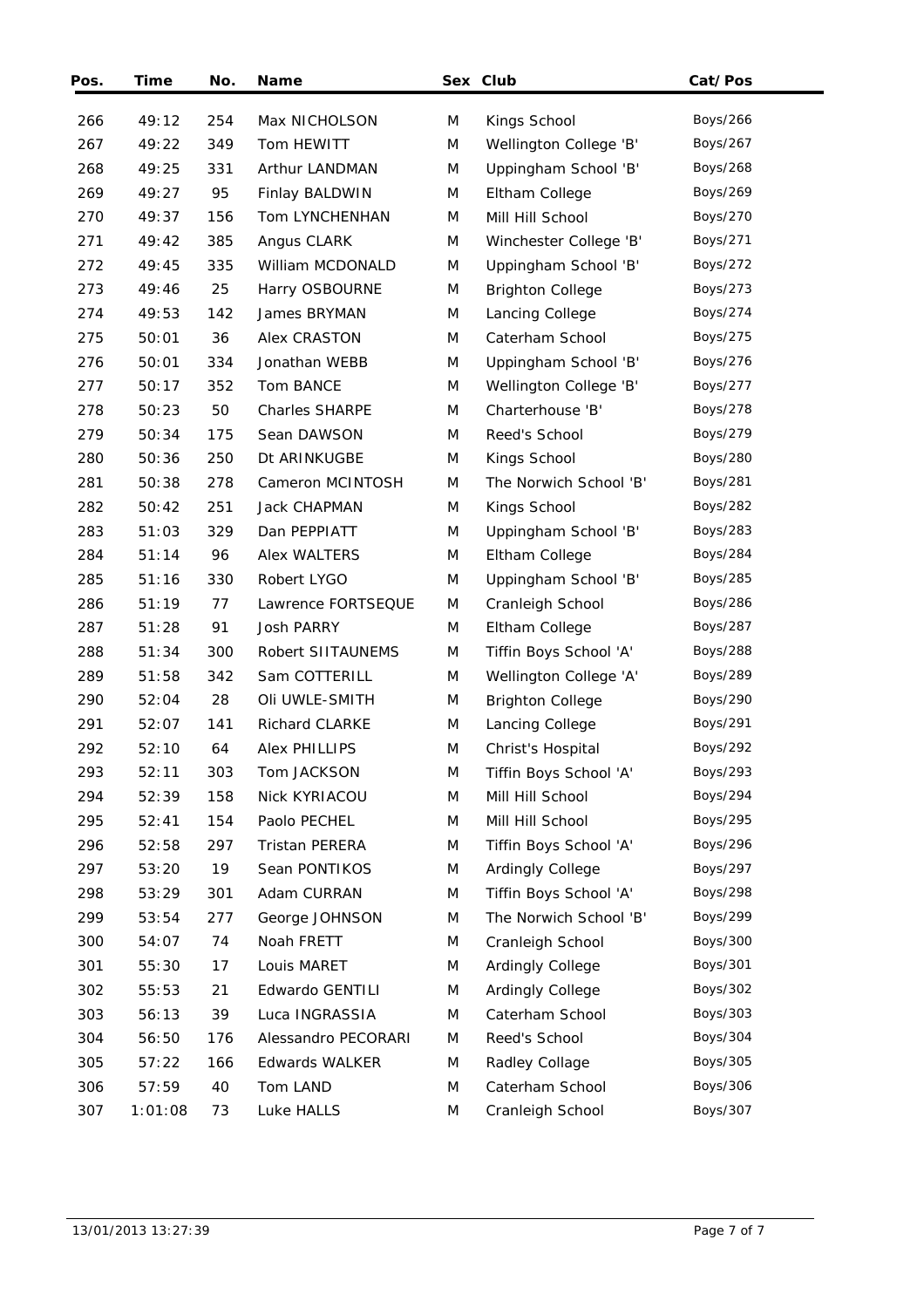| Pos. | Time | No. | Name | Sex | Club | Cat/Pos |
|---|---|---|---|---|---|---|
| 266 | 49:12 | 254 | Max NICHOLSON | M | Kings School | Boys/266 |
| 267 | 49:22 | 349 | Tom HEWITT | M | Wellington College 'B' | Boys/267 |
| 268 | 49:25 | 331 | Arthur LANDMAN | M | Uppingham School 'B' | Boys/268 |
| 269 | 49:27 | 95 | Finlay BALDWIN | M | Eltham College | Boys/269 |
| 270 | 49:37 | 156 | Tom LYNCHENHAN | M | Mill Hill School | Boys/270 |
| 271 | 49:42 | 385 | Angus CLARK | M | Winchester College 'B' | Boys/271 |
| 272 | 49:45 | 335 | William MCDONALD | M | Uppingham School 'B' | Boys/272 |
| 273 | 49:46 | 25 | Harry OSBOURNE | M | Brighton College | Boys/273 |
| 274 | 49:53 | 142 | James BRYMAN | M | Lancing College | Boys/274 |
| 275 | 50:01 | 36 | Alex CRASTON | M | Caterham School | Boys/275 |
| 276 | 50:01 | 334 | Jonathan WEBB | M | Uppingham School 'B' | Boys/276 |
| 277 | 50:17 | 352 | Tom BANCE | M | Wellington College 'B' | Boys/277 |
| 278 | 50:23 | 50 | Charles SHARPE | M | Charterhouse 'B' | Boys/278 |
| 279 | 50:34 | 175 | Sean DAWSON | M | Reed's School | Boys/279 |
| 280 | 50:36 | 250 | Dt ARINKUGBE | M | Kings School | Boys/280 |
| 281 | 50:38 | 278 | Cameron MCINTOSH | M | The Norwich School 'B' | Boys/281 |
| 282 | 50:42 | 251 | Jack CHAPMAN | M | Kings School | Boys/282 |
| 283 | 51:03 | 329 | Dan PEPPIATT | M | Uppingham School 'B' | Boys/283 |
| 284 | 51:14 | 96 | Alex WALTERS | M | Eltham College | Boys/284 |
| 285 | 51:16 | 330 | Robert LYGO | M | Uppingham School 'B' | Boys/285 |
| 286 | 51:19 | 77 | Lawrence FORTSEQUE | M | Cranleigh School | Boys/286 |
| 287 | 51:28 | 91 | Josh PARRY | M | Eltham College | Boys/287 |
| 288 | 51:34 | 300 | Robert SIITAUNEMS | M | Tiffin Boys School 'A' | Boys/288 |
| 289 | 51:58 | 342 | Sam COTTERILL | M | Wellington College 'A' | Boys/289 |
| 290 | 52:04 | 28 | Oli UWLE-SMITH | M | Brighton College | Boys/290 |
| 291 | 52:07 | 141 | Richard CLARKE | M | Lancing College | Boys/291 |
| 292 | 52:10 | 64 | Alex PHILLIPS | M | Christ's Hospital | Boys/292 |
| 293 | 52:11 | 303 | Tom JACKSON | M | Tiffin Boys School 'A' | Boys/293 |
| 294 | 52:39 | 158 | Nick KYRIACOU | M | Mill Hill School | Boys/294 |
| 295 | 52:41 | 154 | Paolo PECHEL | M | Mill Hill School | Boys/295 |
| 296 | 52:58 | 297 | Tristan PERERA | M | Tiffin Boys School 'A' | Boys/296 |
| 297 | 53:20 | 19 | Sean PONTIKOS | M | Ardingly College | Boys/297 |
| 298 | 53:29 | 301 | Adam CURRAN | M | Tiffin Boys School 'A' | Boys/298 |
| 299 | 53:54 | 277 | George JOHNSON | M | The Norwich School 'B' | Boys/299 |
| 300 | 54:07 | 74 | Noah FRETT | M | Cranleigh School | Boys/300 |
| 301 | 55:30 | 17 | Louis MARET | M | Ardingly College | Boys/301 |
| 302 | 55:53 | 21 | Edwardo GENTILI | M | Ardingly College | Boys/302 |
| 303 | 56:13 | 39 | Luca INGRASSIA | M | Caterham School | Boys/303 |
| 304 | 56:50 | 176 | Alessandro PECORARI | M | Reed's School | Boys/304 |
| 305 | 57:22 | 166 | Edwards WALKER | M | Radley Collage | Boys/305 |
| 306 | 57:59 | 40 | Tom LAND | M | Caterham School | Boys/306 |
| 307 | 1:01:08 | 73 | Luke HALLS | M | Cranleigh School | Boys/307 |

13/01/2013 13:27:39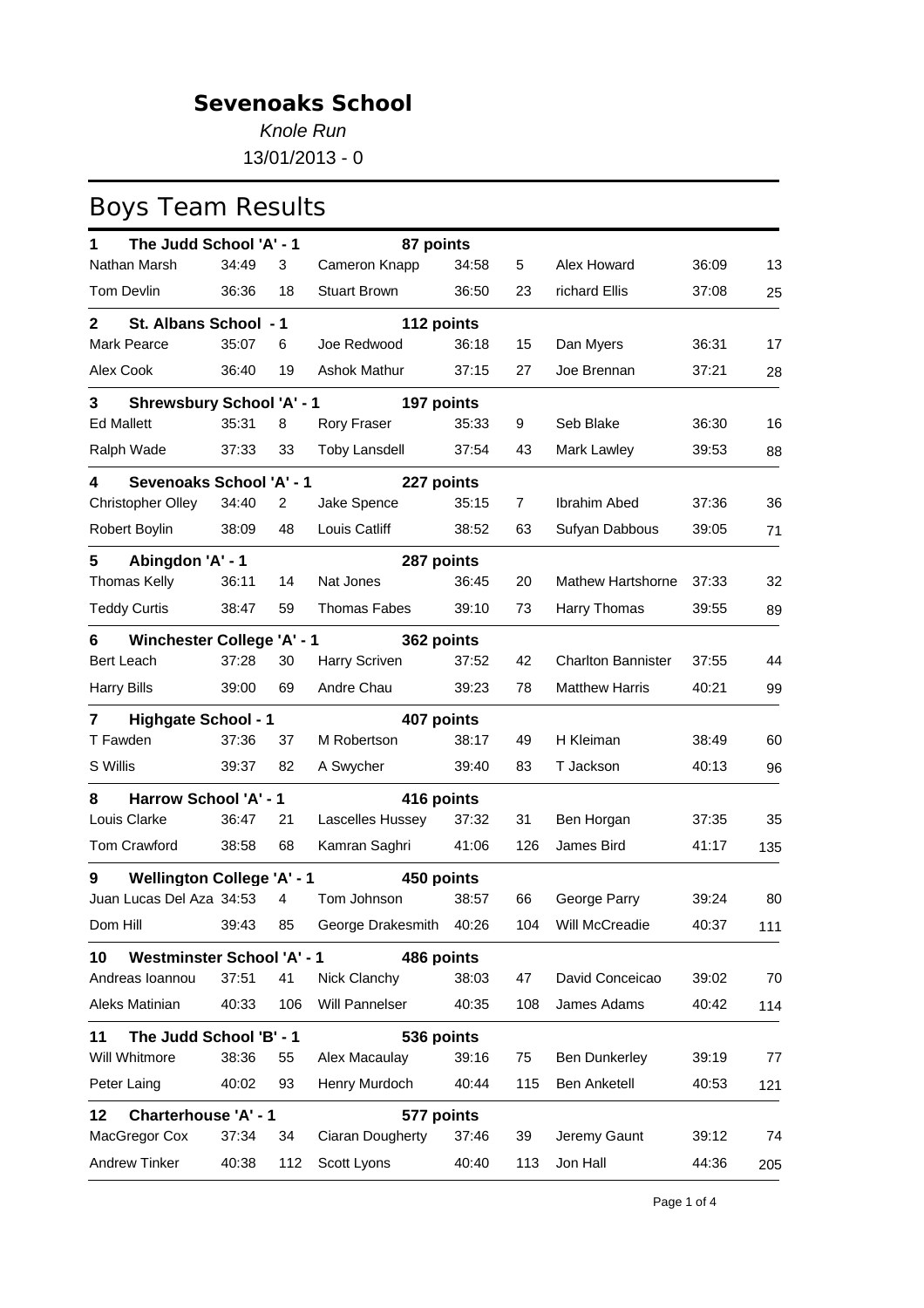# Sevenoaks School

*Knole Run*

13/01/2013 - 0

## Boys Team Results

**1 The Judd School 'A' - 1 — 87 points**

| Name | Time | Pos | Name | Time | Pos | Name | Time | Pos |
|---|---|---|---|---|---|---|---|---|
| Nathan Marsh | 34:49 | 3 | Cameron Knapp | 34:58 | 5 | Alex Howard | 36:09 | 13 |
| Tom Devlin | 36:36 | 18 | Stuart Brown | 36:50 | 23 | richard Ellis | 37:08 | 25 |

**2 St. Albans School - 1 — 112 points**

| Name | Time | Pos | Name | Time | Pos | Name | Time | Pos |
|---|---|---|---|---|---|---|---|---|
| Mark Pearce | 35:07 | 6 | Joe Redwood | 36:18 | 15 | Dan Myers | 36:31 | 17 |
| Alex Cook | 36:40 | 19 | Ashok Mathur | 37:15 | 27 | Joe Brennan | 37:21 | 28 |

**3 Shrewsbury School 'A' - 1 — 197 points**

| Name | Time | Pos | Name | Time | Pos | Name | Time | Pos |
|---|---|---|---|---|---|---|---|---|
| Ed Mallett | 35:31 | 8 | Rory Fraser | 35:33 | 9 | Seb Blake | 36:30 | 16 |
| Ralph Wade | 37:33 | 33 | Toby Lansdell | 37:54 | 43 | Mark Lawley | 39:53 | 88 |

**4 Sevenoaks School 'A' - 1 — 227 points**

| Name | Time | Pos | Name | Time | Pos | Name | Time | Pos |
|---|---|---|---|---|---|---|---|---|
| Christopher Olley | 34:40 | 2 | Jake Spence | 35:15 | 7 | Ibrahim Abed | 37:36 | 36 |
| Robert Boylin | 38:09 | 48 | Louis Catliff | 38:52 | 63 | Sufyan Dabbous | 39:05 | 71 |

**5 Abingdon 'A' - 1 — 287 points**

| Name | Time | Pos | Name | Time | Pos | Name | Time | Pos |
|---|---|---|---|---|---|---|---|---|
| Thomas Kelly | 36:11 | 14 | Nat Jones | 36:45 | 20 | Mathew Hartshorne | 37:33 | 32 |
| Teddy Curtis | 38:47 | 59 | Thomas Fabes | 39:10 | 73 | Harry Thomas | 39:55 | 89 |

**6 Winchester College 'A' - 1 — 362 points**

| Name | Time | Pos | Name | Time | Pos | Name | Time | Pos |
|---|---|---|---|---|---|---|---|---|
| Bert Leach | 37:28 | 30 | Harry Scriven | 37:52 | 42 | Charlton Bannister | 37:55 | 44 |
| Harry Bills | 39:00 | 69 | Andre Chau | 39:23 | 78 | Matthew Harris | 40:21 | 99 |

**7 Highgate School - 1 — 407 points**

| Name | Time | Pos | Name | Time | Pos | Name | Time | Pos |
|---|---|---|---|---|---|---|---|---|
| T Fawden | 37:36 | 37 | M Robertson | 38:17 | 49 | H Kleiman | 38:49 | 60 |
| S Willis | 39:37 | 82 | A Swycher | 39:40 | 83 | T Jackson | 40:13 | 96 |

**8 Harrow School 'A' - 1 — 416 points**

| Name | Time | Pos | Name | Time | Pos | Name | Time | Pos |
|---|---|---|---|---|---|---|---|---|
| Louis Clarke | 36:47 | 21 | Lascelles Hussey | 37:32 | 31 | Ben Horgan | 37:35 | 35 |
| Tom Crawford | 38:58 | 68 | Kamran Saghri | 41:06 | 126 | James Bird | 41:17 | 135 |

**9 Wellington College 'A' - 1 — 450 points**

| Name | Time | Pos | Name | Time | Pos | Name | Time | Pos |
|---|---|---|---|---|---|---|---|---|
| Juan Lucas Del Aza | 34:53 | 4 | Tom Johnson | 38:57 | 66 | George Parry | 39:24 | 80 |
| Dom Hill | 39:43 | 85 | George Drakesmith | 40:26 | 104 | Will McCreadie | 40:37 | 111 |

**10 Westminster School 'A' - 1 — 486 points**

| Name | Time | Pos | Name | Time | Pos | Name | Time | Pos |
|---|---|---|---|---|---|---|---|---|
| Andreas Ioannou | 37:51 | 41 | Nick Clanchy | 38:03 | 47 | David Conceicao | 39:02 | 70 |
| Aleks Matinian | 40:33 | 106 | Will Pannelser | 40:35 | 108 | James Adams | 40:42 | 114 |

**11 The Judd School 'B' - 1 — 536 points**

| Name | Time | Pos | Name | Time | Pos | Name | Time | Pos |
|---|---|---|---|---|---|---|---|---|
| Will Whitmore | 38:36 | 55 | Alex Macaulay | 39:16 | 75 | Ben Dunkerley | 39:19 | 77 |
| Peter Laing | 40:02 | 93 | Henry Murdoch | 40:44 | 115 | Ben Anketell | 40:53 | 121 |

**12 Charterhouse 'A' - 1 — 577 points**

| Name | Time | Pos | Name | Time | Pos | Name | Time | Pos |
|---|---|---|---|---|---|---|---|---|
| MacGregor Cox | 37:34 | 34 | Ciaran Dougherty | 37:46 | 39 | Jeremy Gaunt | 39:12 | 74 |
| Andrew Tinker | 40:38 | 112 | Scott Lyons | 40:40 | 113 | Jon Hall | 44:36 | 205 |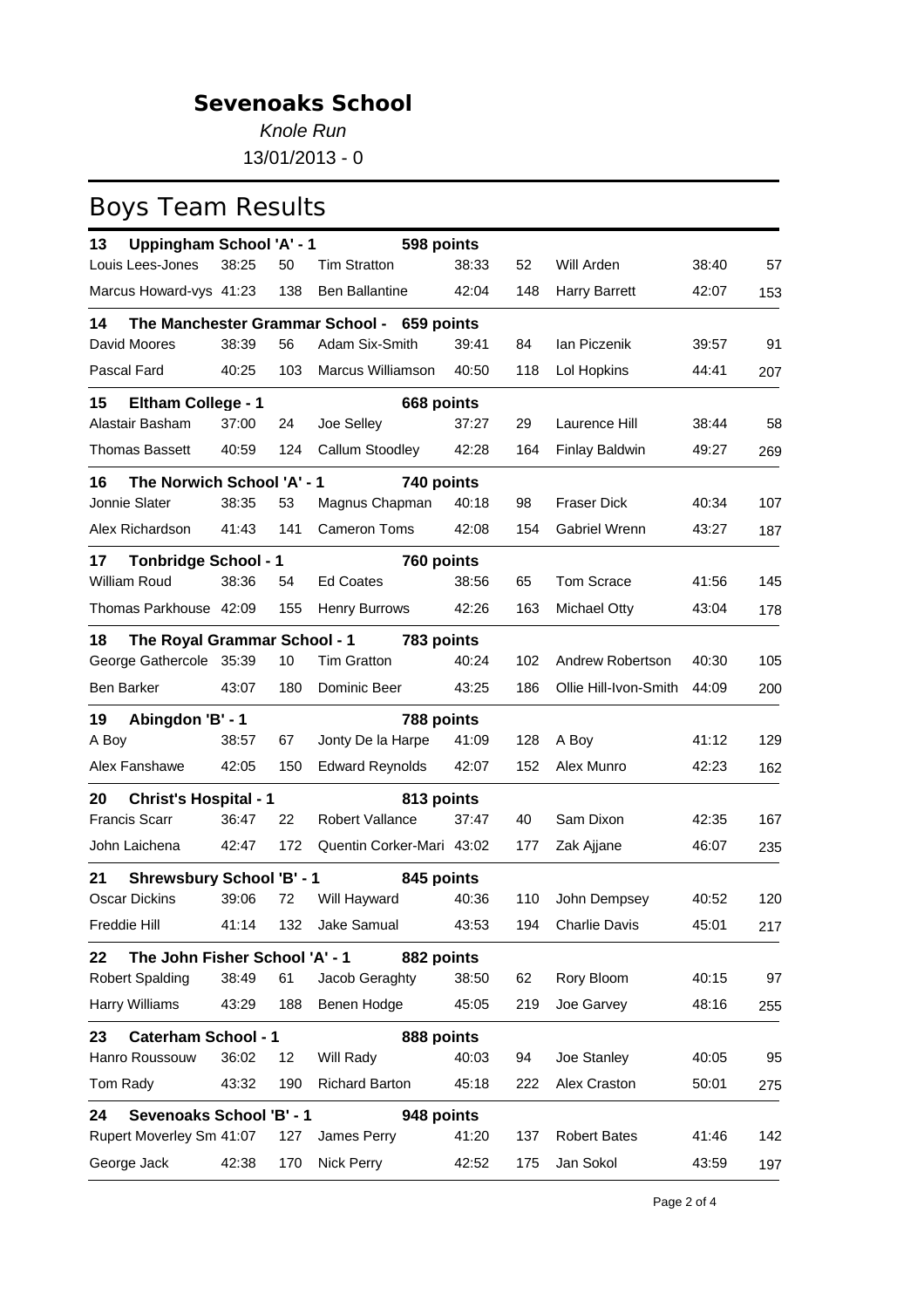## Sevenoaks School

*Knole Run*

13/01/2013 - 0

# Boys Team Results

**13 Uppingham School 'A' - 1 — 598 points**

| Name | Time | Pos | Name | Time | Pos | Name | Time | Pos |
|---|---|---|---|---|---|---|---|---|
| Louis Lees-Jones | 38:25 | 50 | Tim Stratton | 38:33 | 52 | Will Arden | 38:40 | 57 |
| Marcus Howard-vys | 41:23 | 138 | Ben Ballantine | 42:04 | 148 | Harry Barrett | 42:07 | 153 |

**14 The Manchester Grammar School - 659 points**

| Name | Time | Pos | Name | Time | Pos | Name | Time | Pos |
|---|---|---|---|---|---|---|---|---|
| David Moores | 38:39 | 56 | Adam Six-Smith | 39:41 | 84 | Ian Piczenik | 39:57 | 91 |
| Pascal Fard | 40:25 | 103 | Marcus Williamson | 40:50 | 118 | Lol Hopkins | 44:41 | 207 |

**15 Eltham College - 1 — 668 points**

| Name | Time | Pos | Name | Time | Pos | Name | Time | Pos |
|---|---|---|---|---|---|---|---|---|
| Alastair Basham | 37:00 | 24 | Joe Selley | 37:27 | 29 | Laurence Hill | 38:44 | 58 |
| Thomas Bassett | 40:59 | 124 | Callum Stoodley | 42:28 | 164 | Finlay Baldwin | 49:27 | 269 |

**16 The Norwich School 'A' - 1 — 740 points**

| Name | Time | Pos | Name | Time | Pos | Name | Time | Pos |
|---|---|---|---|---|---|---|---|---|
| Jonnie Slater | 38:35 | 53 | Magnus Chapman | 40:18 | 98 | Fraser Dick | 40:34 | 107 |
| Alex Richardson | 41:43 | 141 | Cameron Toms | 42:08 | 154 | Gabriel Wrenn | 43:27 | 187 |

**17 Tonbridge School - 1 — 760 points**

| Name | Time | Pos | Name | Time | Pos | Name | Time | Pos |
|---|---|---|---|---|---|---|---|---|
| William Roud | 38:36 | 54 | Ed Coates | 38:56 | 65 | Tom Scrace | 41:56 | 145 |
| Thomas Parkhouse | 42:09 | 155 | Henry Burrows | 42:26 | 163 | Michael Otty | 43:04 | 178 |

**18 The Royal Grammar School - 1 — 783 points**

| Name | Time | Pos | Name | Time | Pos | Name | Time | Pos |
|---|---|---|---|---|---|---|---|---|
| George Gathercole | 35:39 | 10 | Tim Gratton | 40:24 | 102 | Andrew Robertson | 40:30 | 105 |
| Ben Barker | 43:07 | 180 | Dominic Beer | 43:25 | 186 | Ollie Hill-Ivon-Smith | 44:09 | 200 |

**19 Abingdon 'B' - 1 — 788 points**

| Name | Time | Pos | Name | Time | Pos | Name | Time | Pos |
|---|---|---|---|---|---|---|---|---|
| A Boy | 38:57 | 67 | Jonty De la Harpe | 41:09 | 128 | A Boy | 41:12 | 129 |
| Alex Fanshawe | 42:05 | 150 | Edward Reynolds | 42:07 | 152 | Alex Munro | 42:23 | 162 |

**20 Christ's Hospital - 1 — 813 points**

| Name | Time | Pos | Name | Time | Pos | Name | Time | Pos |
|---|---|---|---|---|---|---|---|---|
| Francis Scarr | 36:47 | 22 | Robert Vallance | 37:47 | 40 | Sam Dixon | 42:35 | 167 |
| John Laichena | 42:47 | 172 | Quentin Corker-Mari | 43:02 | 177 | Zak Ajjane | 46:07 | 235 |

**21 Shrewsbury School 'B' - 1 — 845 points**

| Name | Time | Pos | Name | Time | Pos | Name | Time | Pos |
|---|---|---|---|---|---|---|---|---|
| Oscar Dickins | 39:06 | 72 | Will Hayward | 40:36 | 110 | John Dempsey | 40:52 | 120 |
| Freddie Hill | 41:14 | 132 | Jake Samual | 43:53 | 194 | Charlie Davis | 45:01 | 217 |

**22 The John Fisher School 'A' - 1 — 882 points**

| Name | Time | Pos | Name | Time | Pos | Name | Time | Pos |
|---|---|---|---|---|---|---|---|---|
| Robert Spalding | 38:49 | 61 | Jacob Geraghty | 38:50 | 62 | Rory Bloom | 40:15 | 97 |
| Harry Williams | 43:29 | 188 | Benen Hodge | 45:05 | 219 | Joe Garvey | 48:16 | 255 |

**23 Caterham School - 1 — 888 points**

| Name | Time | Pos | Name | Time | Pos | Name | Time | Pos |
|---|---|---|---|---|---|---|---|---|
| Hanro Roussouw | 36:02 | 12 | Will Rady | 40:03 | 94 | Joe Stanley | 40:05 | 95 |
| Tom Rady | 43:32 | 190 | Richard Barton | 45:18 | 222 | Alex Craston | 50:01 | 275 |

**24 Sevenoaks School 'B' - 1 — 948 points**

| Name | Time | Pos | Name | Time | Pos | Name | Time | Pos |
|---|---|---|---|---|---|---|---|---|
| Rupert Moverley Sm | 41:07 | 127 | James Perry | 41:20 | 137 | Robert Bates | 41:46 | 142 |
| George Jack | 42:38 | 170 | Nick Perry | 42:52 | 175 | Jan Sokol | 43:59 | 197 |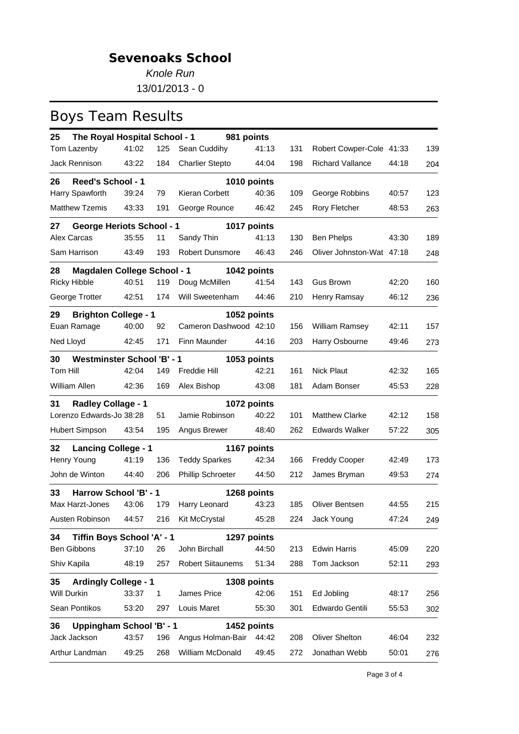# Sevenoaks School

*Knole Run*

13/01/2013 - 0

## Boys Team Results

**25 The Royal Hospital School - 1 — 981 points**

| Name | Time | Pos | Name | Time | Pos | Name | Time | Pos |
|---|---|---|---|---|---|---|---|---|
| Tom Lazenby | 41:02 | 125 | Sean Cuddihy | 41:13 | 131 | Robert Cowper-Cole | 41:33 | 139 |
| Jack Rennison | 43:22 | 184 | Charlier Stepto | 44:04 | 198 | Richard Vallance | 44:18 | 204 |

**26 Reed's School - 1 — 1010 points**

| Name | Time | Pos | Name | Time | Pos | Name | Time | Pos |
|---|---|---|---|---|---|---|---|---|
| Harry Spawforth | 39:24 | 79 | Kieran Corbett | 40:36 | 109 | George Robbins | 40:57 | 123 |
| Matthew Tzemis | 43:33 | 191 | George Rounce | 46:42 | 245 | Rory Fletcher | 48:53 | 263 |

**27 George Heriots School - 1 — 1017 points**

| Name | Time | Pos | Name | Time | Pos | Name | Time | Pos |
|---|---|---|---|---|---|---|---|---|
| Alex Carcas | 35:55 | 11 | Sandy Thin | 41:13 | 130 | Ben Phelps | 43:30 | 189 |
| Sam Harrison | 43:49 | 193 | Robert Dunsmore | 46:43 | 246 | Oliver Johnston-Wat | 47:18 | 248 |

**28 Magdalen College School - 1 — 1042 points**

| Name | Time | Pos | Name | Time | Pos | Name | Time | Pos |
|---|---|---|---|---|---|---|---|---|
| Ricky Hibble | 40:51 | 119 | Doug McMillen | 41:54 | 143 | Gus Brown | 42:20 | 160 |
| George Trotter | 42:51 | 174 | Will Sweetenham | 44:46 | 210 | Henry Ramsay | 46:12 | 236 |

**29 Brighton College - 1 — 1052 points**

| Name | Time | Pos | Name | Time | Pos | Name | Time | Pos |
|---|---|---|---|---|---|---|---|---|
| Euan Ramage | 40:00 | 92 | Cameron Dashwood | 42:10 | 156 | William Ramsey | 42:11 | 157 |
| Ned Lloyd | 42:45 | 171 | Finn Maunder | 44:16 | 203 | Harry Osbourne | 49:46 | 273 |

**30 Westminster School 'B' - 1 — 1053 points**

| Name | Time | Pos | Name | Time | Pos | Name | Time | Pos |
|---|---|---|---|---|---|---|---|---|
| Tom Hill | 42:04 | 149 | Freddie Hill | 42:21 | 161 | Nick Plaut | 42:32 | 165 |
| William Allen | 42:36 | 169 | Alex Bishop | 43:08 | 181 | Adam Bonser | 45:53 | 228 |

**31 Radley Collage - 1 — 1072 points**

| Name | Time | Pos | Name | Time | Pos | Name | Time | Pos |
|---|---|---|---|---|---|---|---|---|
| Lorenzo Edwards-Jo | 38:28 | 51 | Jamie Robinson | 40:22 | 101 | Matthew Clarke | 42:12 | 158 |
| Hubert Simpson | 43:54 | 195 | Angus Brewer | 48:40 | 262 | Edwards Walker | 57:22 | 305 |

**32 Lancing College - 1 — 1167 points**

| Name | Time | Pos | Name | Time | Pos | Name | Time | Pos |
|---|---|---|---|---|---|---|---|---|
| Henry Young | 41:19 | 136 | Teddy Sparkes | 42:34 | 166 | Freddy Cooper | 42:49 | 173 |
| John de Winton | 44:40 | 206 | Phillip Schroeter | 44:50 | 212 | James Bryman | 49:53 | 274 |

**33 Harrow School 'B' - 1 — 1268 points**

| Name | Time | Pos | Name | Time | Pos | Name | Time | Pos |
|---|---|---|---|---|---|---|---|---|
| Max Harzt-Jones | 43:06 | 179 | Harry Leonard | 43:23 | 185 | Oliver Bentsen | 44:55 | 215 |
| Austen Robinson | 44:57 | 216 | Kit McCrystal | 45:28 | 224 | Jack Young | 47:24 | 249 |

**34 Tiffin Boys School 'A' - 1 — 1297 points**

| Name | Time | Pos | Name | Time | Pos | Name | Time | Pos |
|---|---|---|---|---|---|---|---|---|
| Ben Gibbons | 37:10 | 26 | John Birchall | 44:50 | 213 | Edwin Harris | 45:09 | 220 |
| Shiv Kapila | 48:19 | 257 | Robert Siitaunems | 51:34 | 288 | Tom Jackson | 52:11 | 293 |

**35 Ardingly College - 1 — 1308 points**

| Name | Time | Pos | Name | Time | Pos | Name | Time | Pos |
|---|---|---|---|---|---|---|---|---|
| Will Durkin | 33:37 | 1 | James Price | 42:06 | 151 | Ed Jobling | 48:17 | 256 |
| Sean Pontikos | 53:20 | 297 | Louis Maret | 55:30 | 301 | Edwardo Gentili | 55:53 | 302 |

**36 Uppingham School 'B' - 1 — 1452 points**

| Name | Time | Pos | Name | Time | Pos | Name | Time | Pos |
|---|---|---|---|---|---|---|---|---|
| Jack Jackson | 43:57 | 196 | Angus Holman-Bair | 44:42 | 208 | Oliver Shelton | 46:04 | 232 |
| Arthur Landman | 49:25 | 268 | William McDonald | 49:45 | 272 | Jonathan Webb | 50:01 | 276 |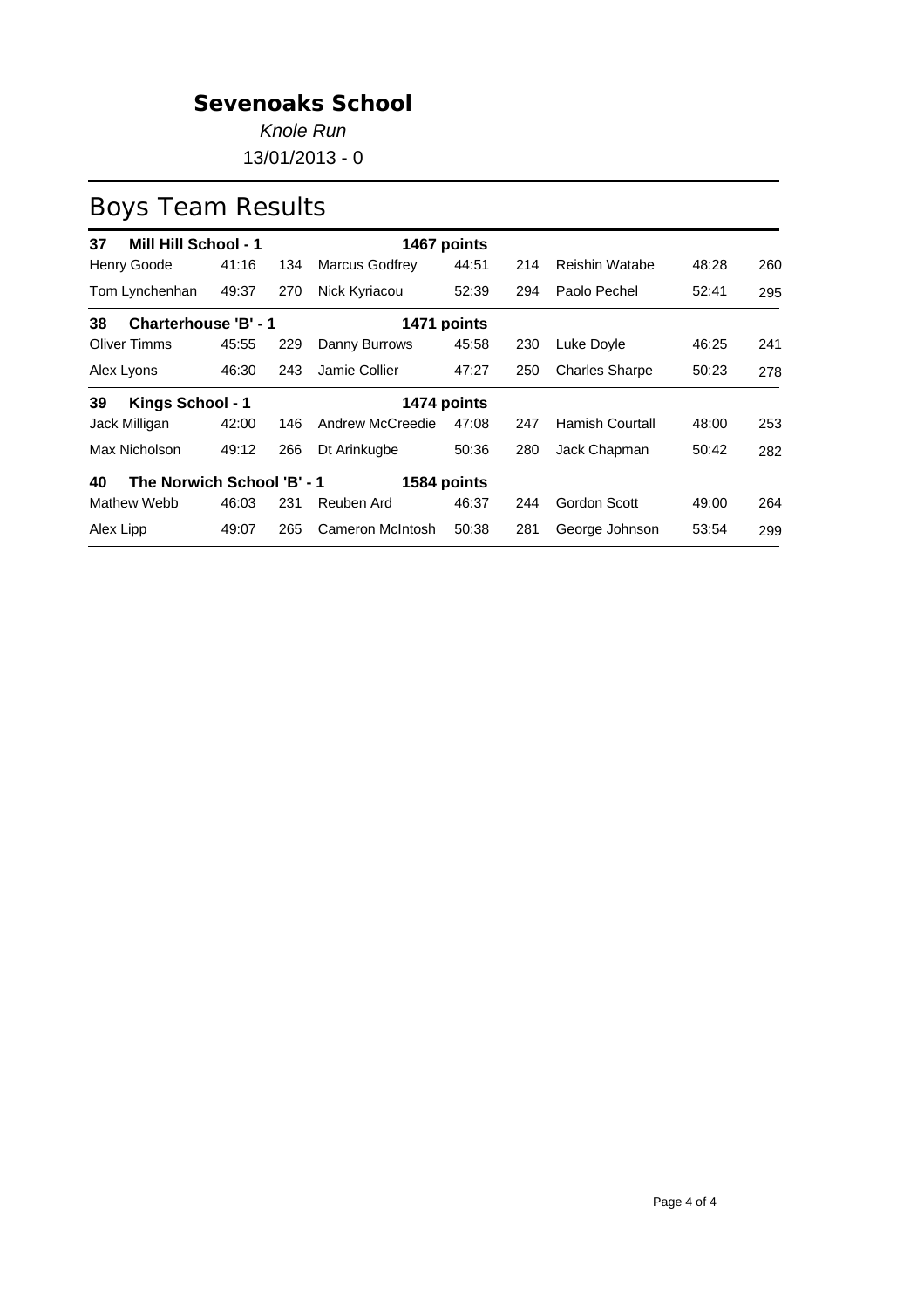# Sevenoaks School

*Knole Run*

13/01/2013 - 0

## Boys Team Results

| | | | | | | | | |
|---|---|---|---|---|---|---|---|---|
| **37 Mill Hill School - 1** | | | | **1467 points** | | | | |
| Henry Goode | 41:16 | 134 | Marcus Godfrey | 44:51 | 214 | Reishin Watabe | 48:28 | 260 |
| Tom Lynchenhan | 49:37 | 270 | Nick Kyriacou | 52:39 | 294 | Paolo Pechel | 52:41 | 295 |
| **38 Charterhouse 'B' - 1** | | | | **1471 points** | | | | |
| Oliver Timms | 45:55 | 229 | Danny Burrows | 45:58 | 230 | Luke Doyle | 46:25 | 241 |
| Alex Lyons | 46:30 | 243 | Jamie Collier | 47:27 | 250 | Charles Sharpe | 50:23 | 278 |
| **39 Kings School - 1** | | | | **1474 points** | | | | |
| Jack Milligan | 42:00 | 146 | Andrew McCreedie | 47:08 | 247 | Hamish Courtall | 48:00 | 253 |
| Max Nicholson | 49:12 | 266 | Dt Arinkugbe | 50:36 | 280 | Jack Chapman | 50:42 | 282 |
| **40 The Norwich School 'B' - 1** | | | | **1584 points** | | | | |
| Mathew Webb | 46:03 | 231 | Reuben Ard | 46:37 | 244 | Gordon Scott | 49:00 | 264 |
| Alex Lipp | 49:07 | 265 | Cameron McIntosh | 50:38 | 281 | George Johnson | 53:54 | 299 |